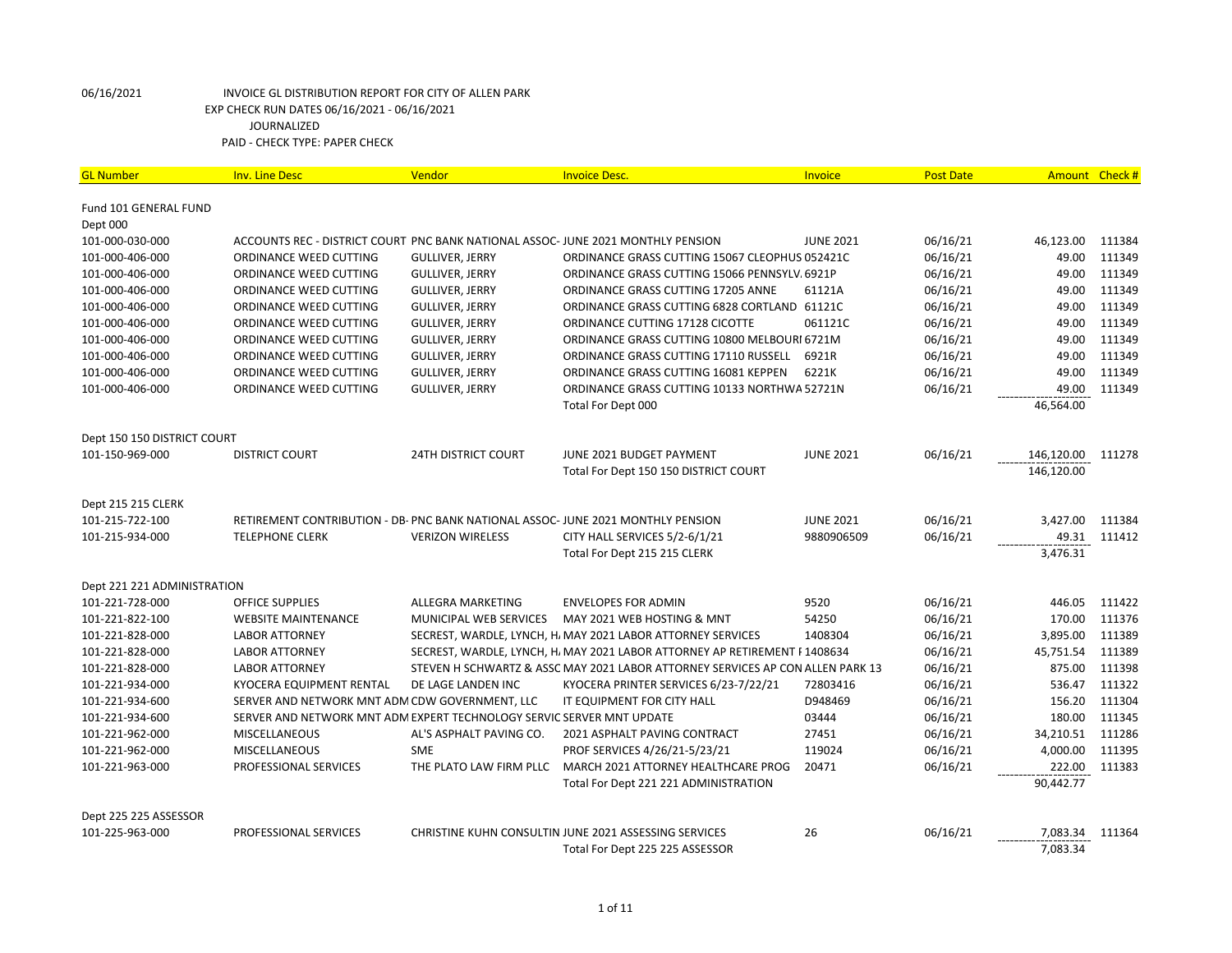06/16/2021 INVOICE GL DISTRIBUTION REPORT FOR CITY OF ALLEN PARK
EXP CHECK RUN DATES 06/16/2021 - 06/16/2021
JOURNALIZED
PAID - CHECK TYPE: PAPER CHECK

| GL Number | Inv. Line Desc | Vendor | Invoice Desc. | Invoice | Post Date | Amount | Check # |
|---|---|---|---|---|---|---|---|
| Fund 101 GENERAL FUND | | | | | | | |
| Dept 000 | | | | | | | |
| 101-000-030-000 | ACCOUNTS REC - DISTRICT COURT | PNC BANK NATIONAL ASSOC- | JUNE 2021 MONTHLY PENSION | JUNE 2021 | 06/16/21 | 46,123.00 | 111384 |
| 101-000-406-000 | ORDINANCE WEED CUTTING | GULLIVER, JERRY | ORDINANCE GRASS CUTTING 15067 CLEOPHUS | 052421C | 06/16/21 | 49.00 | 111349 |
| 101-000-406-000 | ORDINANCE WEED CUTTING | GULLIVER, JERRY | ORDINANCE GRASS CUTTING 15066 PENNSYLV. | 6921P | 06/16/21 | 49.00 | 111349 |
| 101-000-406-000 | ORDINANCE WEED CUTTING | GULLIVER, JERRY | ORDINANCE GRASS CUTTING 17205 ANNE | 61121A | 06/16/21 | 49.00 | 111349 |
| 101-000-406-000 | ORDINANCE WEED CUTTING | GULLIVER, JERRY | ORDINANCE GRASS CUTTING 6828 CORTLAND | 61121C | 06/16/21 | 49.00 | 111349 |
| 101-000-406-000 | ORDINANCE WEED CUTTING | GULLIVER, JERRY | ORDINANCE CUTTING 17128 CICOTTE | 061121C | 06/16/21 | 49.00 | 111349 |
| 101-000-406-000 | ORDINANCE WEED CUTTING | GULLIVER, JERRY | ORDINANCE GRASS CUTTING 10800 MELBOURI | 6721M | 06/16/21 | 49.00 | 111349 |
| 101-000-406-000 | ORDINANCE WEED CUTTING | GULLIVER, JERRY | ORDINANCE GRASS CUTTING 17110 RUSSELL | 6921R | 06/16/21 | 49.00 | 111349 |
| 101-000-406-000 | ORDINANCE WEED CUTTING | GULLIVER, JERRY | ORDINANCE GRASS CUTTING 16081 KEPPEN | 6221K | 06/16/21 | 49.00 | 111349 |
| 101-000-406-000 | ORDINANCE WEED CUTTING | GULLIVER, JERRY | ORDINANCE GRASS CUTTING 10133 NORTHWA | 52721N | 06/16/21 | 49.00 | 111349 |
| | | | Total For Dept 000 | | | 46,564.00 | |
| Dept 150 150 DISTRICT COURT | | | | | | | |
| 101-150-969-000 | DISTRICT COURT | 24TH DISTRICT COURT | JUNE 2021 BUDGET PAYMENT | JUNE 2021 | 06/16/21 | 146,120.00 | 111278 |
| | | | Total For Dept 150 150 DISTRICT COURT | | | 146,120.00 | |
| Dept 215 215 CLERK | | | | | | | |
| 101-215-722-100 | RETIREMENT CONTRIBUTION - DB- | PNC BANK NATIONAL ASSOC- | JUNE 2021 MONTHLY PENSION | JUNE 2021 | 06/16/21 | 3,427.00 | 111384 |
| 101-215-934-000 | TELEPHONE CLERK | VERIZON WIRELESS | CITY HALL SERVICES 5/2-6/1/21 | 9880906509 | 06/16/21 | 49.31 | 111412 |
| | | | Total For Dept 215 215 CLERK | | | 3,476.31 | |
| Dept 221 221 ADMINISTRATION | | | | | | | |
| 101-221-728-000 | OFFICE SUPPLIES | ALLEGRA MARKETING | ENVELOPES FOR ADMIN | 9520 | 06/16/21 | 446.05 | 111422 |
| 101-221-822-100 | WEBSITE MAINTENANCE | MUNICIPAL WEB SERVICES | MAY 2021 WEB HOSTING & MNT | 54250 | 06/16/21 | 170.00 | 111376 |
| 101-221-828-000 | LABOR ATTORNEY | SECREST, WARDLE, LYNCH, H. | MAY 2021 LABOR ATTORNEY SERVICES | 1408304 | 06/16/21 | 3,895.00 | 111389 |
| 101-221-828-000 | LABOR ATTORNEY | SECREST, WARDLE, LYNCH, H. | MAY 2021 LABOR ATTORNEY AP RETIREMENT F | 1408634 | 06/16/21 | 45,751.54 | 111389 |
| 101-221-828-000 | LABOR ATTORNEY | STEVEN H SCHWARTZ & ASSC | MAY 2021 LABOR ATTORNEY SERVICES AP CON | ALLEN PARK 13 | 06/16/21 | 875.00 | 111398 |
| 101-221-934-000 | KYOCERA EQUIPMENT RENTAL | DE LAGE LANDEN INC | KYOCERA PRINTER SERVICES 6/23-7/22/21 | 72803416 | 06/16/21 | 536.47 | 111322 |
| 101-221-934-600 | SERVER AND NETWORK MNT ADM | CDW GOVERNMENT, LLC | IT EQUIPMENT FOR CITY HALL | D948469 | 06/16/21 | 156.20 | 111304 |
| 101-221-934-600 | SERVER AND NETWORK MNT ADM | EXPERT TECHNOLOGY SERVIC | SERVER MNT UPDATE | 03444 | 06/16/21 | 180.00 | 111345 |
| 101-221-962-000 | MISCELLANEOUS | AL'S ASPHALT PAVING CO. | 2021 ASPHALT PAVING CONTRACT | 27451 | 06/16/21 | 34,210.51 | 111286 |
| 101-221-962-000 | MISCELLANEOUS | SME | PROF SERVICES 4/26/21-5/23/21 | 119024 | 06/16/21 | 4,000.00 | 111395 |
| 101-221-963-000 | PROFESSIONAL SERVICES | THE PLATO LAW FIRM PLLC | MARCH 2021 ATTORNEY HEALTHCARE PROG | 20471 | 06/16/21 | 222.00 | 111383 |
| | | | Total For Dept 221 221 ADMINISTRATION | | | 90,442.77 | |
| Dept 225 225 ASSESSOR | | | | | | | |
| 101-225-963-000 | PROFESSIONAL SERVICES | CHRISTINE KUHN CONSULTIN | JUNE 2021 ASSESSING SERVICES | 26 | 06/16/21 | 7,083.34 | 111364 |
| | | | Total For Dept 225 225 ASSESSOR | | | 7,083.34 | |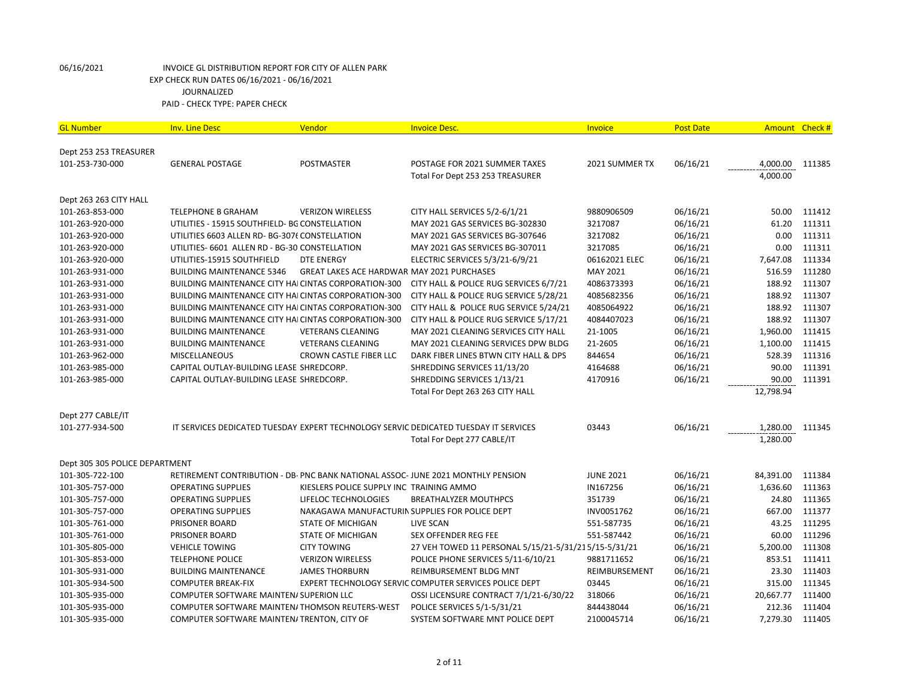06/16/2021 INVOICE GL DISTRIBUTION REPORT FOR CITY OF ALLEN PARK
EXP CHECK RUN DATES 06/16/2021 - 06/16/2021
JOURNALIZED
PAID - CHECK TYPE: PAPER CHECK

| GL Number | Inv. Line Desc | Vendor | Invoice Desc. | Invoice | Post Date | Amount | Check # |
|---|---|---|---|---|---|---|---|
| Dept 253 253 TREASURER | | | | | | | |
| 101-253-730-000 | GENERAL POSTAGE | POSTMASTER | POSTAGE FOR 2021 SUMMER TAXES | 2021 SUMMER TX | 06/16/21 | 4,000.00 | 111385 |
| | | | Total For Dept 253 253 TREASURER | | | 4,000.00 | |
| Dept 263 263 CITY HALL | | | | | | | |
| 101-263-853-000 | TELEPHONE B GRAHAM | VERIZON WIRELESS | CITY HALL SERVICES 5/2-6/1/21 | 9880906509 | 06/16/21 | 50.00 | 111412 |
| 101-263-920-000 | UTILITIES - 15915 SOUTHFIELD- BG CONSTELLATION | | MAY 2021 GAS SERVICES BG-302830 | 3217087 | 06/16/21 | 61.20 | 111311 |
| 101-263-920-000 | UTILITIES 6603 ALLEN RD- BG-307( CONSTELLATION | | MAY 2021 GAS SERVICES BG-307646 | 3217082 | 06/16/21 | 0.00 | 111311 |
| 101-263-920-000 | UTILITIES- 6601 ALLEN RD - BG-30 CONSTELLATION | | MAY 2021 GAS SERVICES BG-307011 | 3217085 | 06/16/21 | 0.00 | 111311 |
| 101-263-920-000 | UTILITIES-15915 SOUTHFIELD | DTE ENERGY | ELECTRIC SERVICES 5/3/21-6/9/21 | 06162021 ELEC | 06/16/21 | 7,647.08 | 111334 |
| 101-263-931-000 | BUILDING MAINTENANCE 5346 | GREAT LAKES ACE HARDWAR | MAY 2021 PURCHASES | MAY 2021 | 06/16/21 | 516.59 | 111280 |
| 101-263-931-000 | BUILDING MAINTENANCE CITY HAI | CINTAS CORPORATION-300 | CITY HALL & POLICE RUG SERVICES 6/7/21 | 4086373393 | 06/16/21 | 188.92 | 111307 |
| 101-263-931-000 | BUILDING MAINTENANCE CITY HAI | CINTAS CORPORATION-300 | CITY HALL & POLICE RUG SERVICE 5/28/21 | 4085682356 | 06/16/21 | 188.92 | 111307 |
| 101-263-931-000 | BUILDING MAINTENANCE CITY HAI | CINTAS CORPORATION-300 | CITY HALL & POLICE RUG SERVICE 5/24/21 | 4085064922 | 06/16/21 | 188.92 | 111307 |
| 101-263-931-000 | BUILDING MAINTENANCE CITY HAI | CINTAS CORPORATION-300 | CITY HALL & POLICE RUG SERVICE 5/17/21 | 4084407023 | 06/16/21 | 188.92 | 111307 |
| 101-263-931-000 | BUILDING MAINTENANCE | VETERANS CLEANING | MAY 2021 CLEANING SERVICES CITY HALL | 21-1005 | 06/16/21 | 1,960.00 | 111415 |
| 101-263-931-000 | BUILDING MAINTENANCE | VETERANS CLEANING | MAY 2021 CLEANING SERVICES DPW BLDG | 21-2605 | 06/16/21 | 1,100.00 | 111415 |
| 101-263-962-000 | MISCELLANEOUS | CROWN CASTLE FIBER LLC | DARK FIBER LINES BTWN CITY HALL & DPS | 844654 | 06/16/21 | 528.39 | 111316 |
| 101-263-985-000 | CAPITAL OUTLAY-BUILDING LEASE | SHREDCORP. | SHREDDING SERVICES 11/13/20 | 4164688 | 06/16/21 | 90.00 | 111391 |
| 101-263-985-000 | CAPITAL OUTLAY-BUILDING LEASE | SHREDCORP. | SHREDDING SERVICES 1/13/21 | 4170916 | 06/16/21 | 90.00 | 111391 |
| | | | Total For Dept 263 263 CITY HALL | | | 12,798.94 | |
| Dept 277 CABLE/IT | | | | | | | |
| 101-277-934-500 | IT SERVICES DEDICATED TUESDAY | EXPERT TECHNOLOGY SERVIC | DEDICATED TUESDAY IT SERVICES | 03443 | 06/16/21 | 1,280.00 | 111345 |
| | | | Total For Dept 277 CABLE/IT | | | 1,280.00 | |
| Dept 305 305 POLICE DEPARTMENT | | | | | | | |
| 101-305-722-100 | RETIREMENT CONTRIBUTION - DB- | PNC BANK NATIONAL ASSOC- | JUNE 2021 MONTHLY PENSION | JUNE 2021 | 06/16/21 | 84,391.00 | 111384 |
| 101-305-757-000 | OPERATING SUPPLIES | KIESLERS POLICE SUPPLY INC | TRAINING AMMO | IN167256 | 06/16/21 | 1,636.60 | 111363 |
| 101-305-757-000 | OPERATING SUPPLIES | LIFELOC TECHNOLOGIES | BREATHALYZER MOUTHPCS | 351739 | 06/16/21 | 24.80 | 111365 |
| 101-305-757-000 | OPERATING SUPPLIES | NAKAGAWA MANUFACTURIN | SUPPLIES FOR POLICE DEPT | INV0051762 | 06/16/21 | 667.00 | 111377 |
| 101-305-761-000 | PRISONER BOARD | STATE OF MICHIGAN | LIVE SCAN | 551-587735 | 06/16/21 | 43.25 | 111295 |
| 101-305-761-000 | PRISONER BOARD | STATE OF MICHIGAN | SEX OFFENDER REG FEE | 551-587442 | 06/16/21 | 60.00 | 111296 |
| 101-305-805-000 | VEHICLE TOWING | CITY TOWING | 27 VEH TOWED 11 PERSONAL 5/15/21-5/31/21 | 5/15-5/31/21 | 06/16/21 | 5,200.00 | 111308 |
| 101-305-853-000 | TELEPHONE POLICE | VERIZON WIRELESS | POLICE PHONE SERVICES 5/11-6/10/21 | 9881711652 | 06/16/21 | 853.51 | 111411 |
| 101-305-931-000 | BUILDING MAINTENANCE | JAMES THORBURN | REIMBURSEMENT BLDG MNT | REIMBURSEMENT | 06/16/21 | 23.30 | 111403 |
| 101-305-934-500 | COMPUTER BREAK-FIX | EXPERT TECHNOLOGY SERVIC | COMPUTER SERVICES POLICE DEPT | 03445 | 06/16/21 | 315.00 | 111345 |
| 101-305-935-000 | COMPUTER SOFTWARE MAINTEN/ | SUPERION LLC | OSSI LICENSURE CONTRACT 7/1/21-6/30/22 | 318066 | 06/16/21 | 20,667.77 | 111400 |
| 101-305-935-000 | COMPUTER SOFTWARE MAINTEN/ | THOMSON REUTERS-WEST | POLICE SERVICES 5/1-5/31/21 | 844438044 | 06/16/21 | 212.36 | 111404 |
| 101-305-935-000 | COMPUTER SOFTWARE MAINTEN/ | TRENTON, CITY OF | SYSTEM SOFTWARE MNT POLICE DEPT | 2100045714 | 06/16/21 | 7,279.30 | 111405 |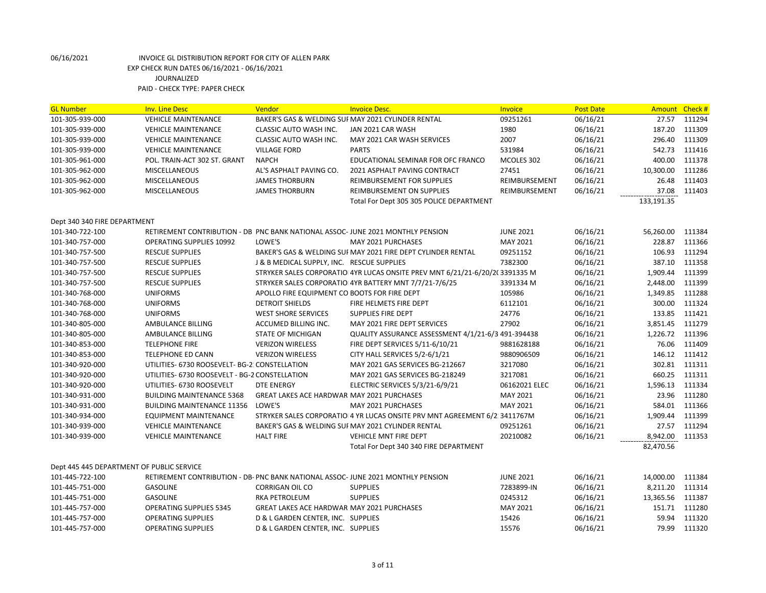06/16/2021 INVOICE GL DISTRIBUTION REPORT FOR CITY OF ALLEN PARK

EXP CHECK RUN DATES 06/16/2021 - 06/16/2021

JOURNALIZED

PAID - CHECK TYPE: PAPER CHECK

| GL Number | Inv. Line Desc | Vendor | Invoice Desc. | Invoice | Post Date | Amount | Check # |
|---|---|---|---|---|---|---|---|
| 101-305-939-000 | VEHICLE MAINTENANCE | BAKER'S GAS & WELDING SUI | MAY 2021 CYLINDER RENTAL | 09251261 | 06/16/21 | 27.57 | 111294 |
| 101-305-939-000 | VEHICLE MAINTENANCE | CLASSIC AUTO WASH INC. | JAN 2021 CAR WASH | 1980 | 06/16/21 | 187.20 | 111309 |
| 101-305-939-000 | VEHICLE MAINTENANCE | CLASSIC AUTO WASH INC. | MAY 2021 CAR WASH SERVICES | 2007 | 06/16/21 | 296.40 | 111309 |
| 101-305-939-000 | VEHICLE MAINTENANCE | VILLAGE FORD | PARTS | 531984 | 06/16/21 | 542.73 | 111416 |
| 101-305-961-000 | POL. TRAIN-ACT 302 ST. GRANT | NAPCH | EDUCATIONAL SEMINAR FOR OFC FRANCO | MCOLES 302 | 06/16/21 | 400.00 | 111378 |
| 101-305-962-000 | MISCELLANEOUS | AL'S ASPHALT PAVING CO. | 2021 ASPHALT PAVING CONTRACT | 27451 | 06/16/21 | 10,300.00 | 111286 |
| 101-305-962-000 | MISCELLANEOUS | JAMES THORBURN | REIMBURSEMENT FOR SUPPLIES | REIMBURSEMENT | 06/16/21 | 26.48 | 111403 |
| 101-305-962-000 | MISCELLANEOUS | JAMES THORBURN | REIMBURSEMENT ON SUPPLIES | REIMBURSEMENT | 06/16/21 | 37.08 | 111403 |
| | | | Total For Dept 305 305 POLICE DEPARTMENT | | | 133,191.35 | |
| Dept 340 340 FIRE DEPARTMENT | | | | | | | |
| 101-340-722-100 | RETIREMENT CONTRIBUTION - DB | PNC BANK NATIONAL ASSOC- | JUNE 2021 MONTHLY PENSION | JUNE 2021 | 06/16/21 | 56,260.00 | 111384 |
| 101-340-757-000 | OPERATING SUPPLIES 10992 | LOWE'S | MAY 2021 PURCHASES | MAY 2021 | 06/16/21 | 228.87 | 111366 |
| 101-340-757-500 | RESCUE SUPPLIES | BAKER'S GAS & WELDING SUI | MAY 2021 FIRE DEPT CYLINDER RENTAL | 09251152 | 06/16/21 | 106.93 | 111294 |
| 101-340-757-500 | RESCUE SUPPLIES | J & B MEDICAL SUPPLY, INC. | RESCUE SUPPLIES | 7382300 | 06/16/21 | 387.10 | 111358 |
| 101-340-757-500 | RESCUE SUPPLIES | STRYKER SALES CORPORATIO | 4YR LUCAS ONSITE PREV MNT 6/21/21-6/20/2( | 3391335 M | 06/16/21 | 1,909.44 | 111399 |
| 101-340-757-500 | RESCUE SUPPLIES | STRYKER SALES CORPORATIO | 4YR BATTERY MNT 7/7/21-7/6/25 | 3391334 M | 06/16/21 | 2,448.00 | 111399 |
| 101-340-768-000 | UNIFORMS | APOLLO FIRE EQUIPMENT CO | BOOTS FOR FIRE DEPT | 105986 | 06/16/21 | 1,349.85 | 111288 |
| 101-340-768-000 | UNIFORMS | DETROIT SHIELDS | FIRE HELMETS FIRE DEPT | 6112101 | 06/16/21 | 300.00 | 111324 |
| 101-340-768-000 | UNIFORMS | WEST SHORE SERVICES | SUPPLIES FIRE DEPT | 24776 | 06/16/21 | 133.85 | 111421 |
| 101-340-805-000 | AMBULANCE BILLING | ACCUMED BILLING INC. | MAY 2021 FIRE DEPT SERVICES | 27902 | 06/16/21 | 3,851.45 | 111279 |
| 101-340-805-000 | AMBULANCE BILLING | STATE OF MICHIGAN | QUALITY ASSURANCE ASSESSMENT 4/1/21-6/3 | 491-394438 | 06/16/21 | 1,226.72 | 111396 |
| 101-340-853-000 | TELEPHONE FIRE | VERIZON WIRELESS | FIRE DEPT SERVICES 5/11-6/10/21 | 9881628188 | 06/16/21 | 76.06 | 111409 |
| 101-340-853-000 | TELEPHONE ED CANN | VERIZON WIRELESS | CITY HALL SERVICES 5/2-6/1/21 | 9880906509 | 06/16/21 | 146.12 | 111412 |
| 101-340-920-000 | UTILITIES- 6730 ROOSEVELT- BG-2 | CONSTELLATION | MAY 2021 GAS SERVICES BG-212667 | 3217080 | 06/16/21 | 302.81 | 111311 |
| 101-340-920-000 | UTILITIES- 6730 ROOSEVELT - BG-2 | CONSTELLATION | MAY 2021 GAS SERVICES BG-218249 | 3217081 | 06/16/21 | 660.25 | 111311 |
| 101-340-920-000 | UTILITIES- 6730 ROOSEVELT | DTE ENERGY | ELECTRIC SERVICES 5/3/21-6/9/21 | 06162021 ELEC | 06/16/21 | 1,596.13 | 111334 |
| 101-340-931-000 | BUILDING MAINTENANCE 5368 | GREAT LAKES ACE HARDWAR | MAY 2021 PURCHASES | MAY 2021 | 06/16/21 | 23.96 | 111280 |
| 101-340-931-000 | BUILDING MAINTENANCE 11356 | LOWE'S | MAY 2021 PURCHASES | MAY 2021 | 06/16/21 | 584.01 | 111366 |
| 101-340-934-000 | EQUIPMENT MAINTENANCE | STRYKER SALES CORPORATIO | 4 YR LUCAS ONSITE PRV MNT AGREEMENT 6/2 | 3411767M | 06/16/21 | 1,909.44 | 111399 |
| 101-340-939-000 | VEHICLE MAINTENANCE | BAKER'S GAS & WELDING SUI | MAY 2021 CYLINDER RENTAL | 09251261 | 06/16/21 | 27.57 | 111294 |
| 101-340-939-000 | VEHICLE MAINTENANCE | HALT FIRE | VEHICLE MNT FIRE DEPT | 20210082 | 06/16/21 | 8,942.00 | 111353 |
| | | | Total For Dept 340 340 FIRE DEPARTMENT | | | 82,470.56 | |
| Dept 445 445 DEPARTMENT OF PUBLIC SERVICE | | | | | | | |
| 101-445-722-100 | RETIREMENT CONTRIBUTION - DB- | PNC BANK NATIONAL ASSOC- | JUNE 2021 MONTHLY PENSION | JUNE 2021 | 06/16/21 | 14,000.00 | 111384 |
| 101-445-751-000 | GASOLINE | CORRIGAN OIL CO | SUPPLIES | 7283899-IN | 06/16/21 | 8,211.20 | 111314 |
| 101-445-751-000 | GASOLINE | RKA PETROLEUM | SUPPLIES | 0245312 | 06/16/21 | 13,365.56 | 111387 |
| 101-445-757-000 | OPERATING SUPPLIES 5345 | GREAT LAKES ACE HARDWAR | MAY 2021 PURCHASES | MAY 2021 | 06/16/21 | 151.71 | 111280 |
| 101-445-757-000 | OPERATING SUPPLIES | D & L GARDEN CENTER, INC. | SUPPLIES | 15426 | 06/16/21 | 59.94 | 111320 |
| 101-445-757-000 | OPERATING SUPPLIES | D & L GARDEN CENTER, INC. | SUPPLIES | 15576 | 06/16/21 | 79.99 | 111320 |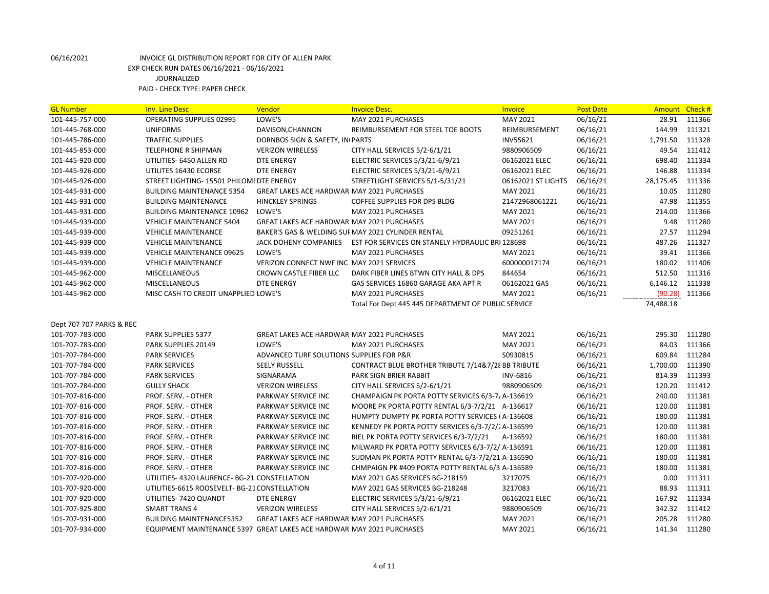06/16/2021 INVOICE GL DISTRIBUTION REPORT FOR CITY OF ALLEN PARK
EXP CHECK RUN DATES 06/16/2021 - 06/16/2021
JOURNALIZED
PAID - CHECK TYPE: PAPER CHECK

| GL Number | Inv. Line Desc | Vendor | Invoice Desc. | Invoice | Post Date | Amount | Check # |
|---|---|---|---|---|---|---|---|
| 101-445-757-000 | OPERATING SUPPLIES 02995 | LOWE'S | MAY 2021 PURCHASES | MAY 2021 | 06/16/21 | 28.91 | 111366 |
| 101-445-768-000 | UNIFORMS | DAVISON,CHANNON | REIMBURSEMENT FOR STEEL TOE BOOTS | REIMBURSEMENT | 06/16/21 | 144.99 | 111321 |
| 101-445-786-000 | TRAFFIC SUPPLIES | DORNBOS SIGN & SAFETY, IN PARTS | | INV55621 | 06/16/21 | 1,791.50 | 111328 |
| 101-445-853-000 | TELEPHONE R SHIPMAN | VERIZON WIRELESS | CITY HALL SERVICES 5/2-6/1/21 | 9880906509 | 06/16/21 | 49.54 | 111412 |
| 101-445-920-000 | UTILITIES- 6450 ALLEN RD | DTE ENERGY | ELECTRIC SERVICES 5/3/21-6/9/21 | 06162021 ELEC | 06/16/21 | 698.40 | 111334 |
| 101-445-926-000 | UTILITES 16430 ECORSE | DTE ENERGY | ELECTRIC SERVICES 5/3/21-6/9/21 | 06162021 ELEC | 06/16/21 | 146.88 | 111334 |
| 101-445-926-000 | STREET LIGHTING- 15501 PHILOMI | DTE ENERGY | STREETLIGHT SERVICES 5/1-5/31/21 | 06162021 ST LIGHTS | 06/16/21 | 28,175.45 | 111336 |
| 101-445-931-000 | BUILDING MAINTENANCE 5354 | GREAT LAKES ACE HARDWAR | MAY 2021 PURCHASES | MAY 2021 | 06/16/21 | 10.05 | 111280 |
| 101-445-931-000 | BUILDING MAINTENANCE | HINCKLEY SPRINGS | COFFEE SUPPLIES FOR DPS BLDG | 21472968061221 | 06/16/21 | 47.98 | 111355 |
| 101-445-931-000 | BUILDING MAINTENANCE 10962 | LOWE'S | MAY 2021 PURCHASES | MAY 2021 | 06/16/21 | 214.00 | 111366 |
| 101-445-939-000 | VEHICLE MAINTENANCE 5404 | GREAT LAKES ACE HARDWAR | MAY 2021 PURCHASES | MAY 2021 | 06/16/21 | 9.48 | 111280 |
| 101-445-939-000 | VEHICLE MAINTENANCE | BAKER'S GAS & WELDING SUI | MAY 2021 CYLINDER RENTAL | 09251261 | 06/16/21 | 27.57 | 111294 |
| 101-445-939-000 | VEHICLE MAINTENANCE | JACK DOHENY COMPANIES | EST FOR SERVICES ON STANELY HYDRAULIC BRI | 128698 | 06/16/21 | 487.26 | 111327 |
| 101-445-939-000 | VEHICLE MAINTENANCE 09625 | LOWE'S | MAY 2021 PURCHASES | MAY 2021 | 06/16/21 | 39.41 | 111366 |
| 101-445-939-000 | VEHICLE MAINTENANCE | VERIZON CONNECT NWF INC | MAY 2021 SERVICES | 600000017174 | 06/16/21 | 180.02 | 111406 |
| 101-445-962-000 | MISCELLANEOUS | CROWN CASTLE FIBER LLC | DARK FIBER LINES BTWN CITY HALL & DPS | 844654 | 06/16/21 | 512.50 | 111316 |
| 101-445-962-000 | MISCELLANEOUS | DTE ENERGY | GAS SERVICES 16860 GARAGE AKA APT R | 06162021 GAS | 06/16/21 | 6,146.12 | 111338 |
| 101-445-962-000 | MISC CASH TO CREDIT UNAPPLIED | LOWE'S | MAY 2021 PURCHASES | MAY 2021 | 06/16/21 | (90.28) | 111366 |
| | | | Total For Dept 445 445 DEPARTMENT OF PUBLIC SERVICE | | | 74,488.18 | |
| Dept 707 707 PARKS & REC | | | | | | | |
| 101-707-783-000 | PARK SUPPLIES 5377 | GREAT LAKES ACE HARDWAR | MAY 2021 PURCHASES | MAY 2021 | 06/16/21 | 295.30 | 111280 |
| 101-707-783-000 | PARK SUPPLIES 20149 | LOWE'S | MAY 2021 PURCHASES | MAY 2021 | 06/16/21 | 84.03 | 111366 |
| 101-707-784-000 | PARK SERVICES | ADVANCED TURF SOLUTIONS | SUPPLIES FOR P&R | S0930815 | 06/16/21 | 609.84 | 111284 |
| 101-707-784-000 | PARK SERVICES | SEELY RUSSELL | CONTRACT BLUE BROTHER TRIBUTE 7/14&7/28 | BB TRIBUTE | 06/16/21 | 1,700.00 | 111390 |
| 101-707-784-000 | PARK SERVICES | SIGNARAMA | PARK SIGN BRIER RABBIT | INV-6816 | 06/16/21 | 814.39 | 111393 |
| 101-707-784-000 | GULLY SHACK | VERIZON WIRELESS | CITY HALL SERVICES 5/2-6/1/21 | 9880906509 | 06/16/21 | 120.20 | 111412 |
| 101-707-816-000 | PROF. SERV. - OTHER | PARKWAY SERVICE INC | CHAMPAIGN PK PORTA POTTY SERVICES 6/3-7/ | A-136619 | 06/16/21 | 240.00 | 111381 |
| 101-707-816-000 | PROF. SERV. - OTHER | PARKWAY SERVICE INC | MOORE PK PORTA POTTY RENTAL 6/3-7/2/21 | A-136617 | 06/16/21 | 120.00 | 111381 |
| 101-707-816-000 | PROF. SERV. - OTHER | PARKWAY SERVICE INC | HUMPTY DUMPTY PK PORTA POTTY SERVICES ( | A-136608 | 06/16/21 | 180.00 | 111381 |
| 101-707-816-000 | PROF. SERV. - OTHER | PARKWAY SERVICE INC | KENNEDY PK PORTA POTTY SERVICES 6/3-7/2/2 | A-136599 | 06/16/21 | 120.00 | 111381 |
| 101-707-816-000 | PROF. SERV. - OTHER | PARKWAY SERVICE INC | RIEL PK PORTA POTTY SERVICES 6/3-7/2/21 | A-136592 | 06/16/21 | 180.00 | 111381 |
| 101-707-816-000 | PROF. SERV. - OTHER | PARKWAY SERVICE INC | MILWARD PK PORTA POTTY SERVICES 6/3-7/2/ | A-136591 | 06/16/21 | 120.00 | 111381 |
| 101-707-816-000 | PROF. SERV. - OTHER | PARKWAY SERVICE INC | SUDMAN PK PORTA POTTY RENTAL 6/3-7/2/21 | A-136590 | 06/16/21 | 180.00 | 111381 |
| 101-707-816-000 | PROF. SERV. - OTHER | PARKWAY SERVICE INC | CHMPAIGN PK #409 PORTA POTTY RENTAL 6/3 | A-136589 | 06/16/21 | 180.00 | 111381 |
| 101-707-920-000 | UTILITIES- 4320 LAURENCE- BG-21 | CONSTELLATION | MAY 2021 GAS SERVICES BG-218159 | 3217075 | 06/16/21 | 0.00 | 111311 |
| 101-707-920-000 | UTILITIES-6615 ROOSEVELT- BG-21 | CONSTELLATION | MAY 2021 GAS SERVICES BG-218248 | 3217083 | 06/16/21 | 88.93 | 111311 |
| 101-707-920-000 | UTILITIES- 7420 QUANDT | DTE ENERGY | ELECTRIC SERVICES 5/3/21-6/9/21 | 06162021 ELEC | 06/16/21 | 167.92 | 111334 |
| 101-707-925-800 | SMART TRANS 4 | VERIZON WIRELESS | CITY HALL SERVICES 5/2-6/1/21 | 9880906509 | 06/16/21 | 342.32 | 111412 |
| 101-707-931-000 | BUILDING MAINTENANCE5352 | GREAT LAKES ACE HARDWAR | MAY 2021 PURCHASES | MAY 2021 | 06/16/21 | 205.28 | 111280 |
| 101-707-934-000 | EQUIPMENT MAINTENANCE 5397 | GREAT LAKES ACE HARDWAR | MAY 2021 PURCHASES | MAY 2021 | 06/16/21 | 141.34 | 111280 |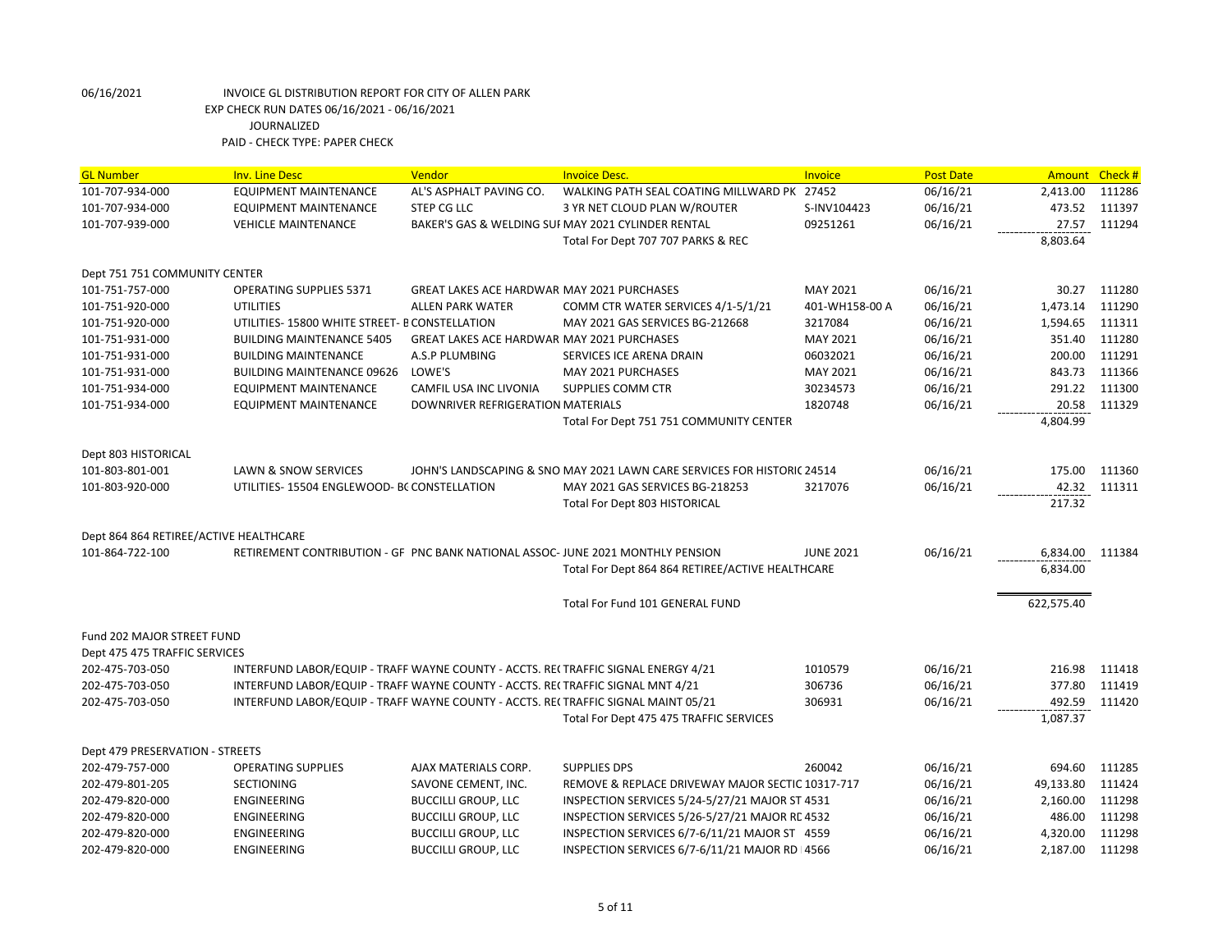06/16/2021 INVOICE GL DISTRIBUTION REPORT FOR CITY OF ALLEN PARK
EXP CHECK RUN DATES 06/16/2021 - 06/16/2021
JOURNALIZED
PAID - CHECK TYPE: PAPER CHECK

| GL Number | Inv. Line Desc | Vendor | Invoice Desc. | Invoice | Post Date | Amount | Check # |
|---|---|---|---|---|---|---|---|
| 101-707-934-000 | EQUIPMENT MAINTENANCE | AL'S ASPHALT PAVING CO. | WALKING PATH SEAL COATING MILLWARD PK | 27452 | 06/16/21 | 2,413.00 | 111286 |
| 101-707-934-000 | EQUIPMENT MAINTENANCE | STEP CG LLC | 3 YR NET CLOUD PLAN W/ROUTER | S-INV104423 | 06/16/21 | 473.52 | 111397 |
| 101-707-939-000 | VEHICLE MAINTENANCE | BAKER'S GAS & WELDING SUI | MAY 2021 CYLINDER RENTAL | 09251261 | 06/16/21 | 27.57 | 111294 |
| | | | Total For Dept 707 707 PARKS & REC | | | 8,803.64 | |
| Dept 751 751 COMMUNITY CENTER | | | | | | | |
| 101-751-757-000 | OPERATING SUPPLIES 5371 | GREAT LAKES ACE HARDWAR | MAY 2021 PURCHASES | MAY 2021 | 06/16/21 | 30.27 | 111280 |
| 101-751-920-000 | UTILITIES | ALLEN PARK WATER | COMM CTR WATER SERVICES 4/1-5/1/21 | 401-WH158-00 A | 06/16/21 | 1,473.14 | 111290 |
| 101-751-920-000 | UTILITIES- 15800 WHITE STREET- B | CONSTELLATION | MAY 2021 GAS SERVICES BG-212668 | 3217084 | 06/16/21 | 1,594.65 | 111311 |
| 101-751-931-000 | BUILDING MAINTENANCE 5405 | GREAT LAKES ACE HARDWAR | MAY 2021 PURCHASES | MAY 2021 | 06/16/21 | 351.40 | 111280 |
| 101-751-931-000 | BUILDING MAINTENANCE | A.S.P PLUMBING | SERVICES ICE ARENA DRAIN | 06032021 | 06/16/21 | 200.00 | 111291 |
| 101-751-931-000 | BUILDING MAINTENANCE 09626 | LOWE'S | MAY 2021 PURCHASES | MAY 2021 | 06/16/21 | 843.73 | 111366 |
| 101-751-934-000 | EQUIPMENT MAINTENANCE | CAMFIL USA INC LIVONIA | SUPPLIES COMM CTR | 30234573 | 06/16/21 | 291.22 | 111300 |
| 101-751-934-000 | EQUIPMENT MAINTENANCE | DOWNRIVER REFRIGERATION | MATERIALS | 1820748 | 06/16/21 | 20.58 | 111329 |
| | | | Total For Dept 751 751 COMMUNITY CENTER | | | 4,804.99 | |
| Dept 803 HISTORICAL | | | | | | | |
| 101-803-801-001 | LAWN & SNOW SERVICES | JOHN'S LANDSCAPING & SNO | MAY 2021 LAWN CARE SERVICES FOR HISTORIC | 24514 | 06/16/21 | 175.00 | 111360 |
| 101-803-920-000 | UTILITIES- 15504 ENGLEWOOD- BC | CONSTELLATION | MAY 2021 GAS SERVICES BG-218253 | 3217076 | 06/16/21 | 42.32 | 111311 |
| | | | Total For Dept 803 HISTORICAL | | | 217.32 | |
| Dept 864 864 RETIREE/ACTIVE HEALTHCARE | | | | | | | |
| 101-864-722-100 | RETIREMENT CONTRIBUTION - GF | PNC BANK NATIONAL ASSOC- | JUNE 2021 MONTHLY PENSION | JUNE 2021 | 06/16/21 | 6,834.00 | 111384 |
| | | | Total For Dept 864 864 RETIREE/ACTIVE HEALTHCARE | | | 6,834.00 | |
| | | | Total For Fund 101 GENERAL FUND | | | 622,575.40 | |
| Fund 202 MAJOR STREET FUND | | | | | | | |
| Dept 475 475 TRAFFIC SERVICES | | | | | | | |
| 202-475-703-050 | INTERFUND LABOR/EQUIP - TRAFF | WAYNE COUNTY - ACCTS. RE( | TRAFFIC SIGNAL ENERGY 4/21 | 1010579 | 06/16/21 | 216.98 | 111418 |
| 202-475-703-050 | INTERFUND LABOR/EQUIP - TRAFF | WAYNE COUNTY - ACCTS. RE( | TRAFFIC SIGNAL MNT 4/21 | 306736 | 06/16/21 | 377.80 | 111419 |
| 202-475-703-050 | INTERFUND LABOR/EQUIP - TRAFF | WAYNE COUNTY - ACCTS. RE( | TRAFFIC SIGNAL MAINT 05/21 | 306931 | 06/16/21 | 492.59 | 111420 |
| | | | Total For Dept 475 475 TRAFFIC SERVICES | | | 1,087.37 | |
| Dept 479 PRESERVATION - STREETS | | | | | | | |
| 202-479-757-000 | OPERATING SUPPLIES | AJAX MATERIALS CORP. | SUPPLIES DPS | 260042 | 06/16/21 | 694.60 | 111285 |
| 202-479-801-205 | SECTIONING | SAVONE CEMENT, INC. | REMOVE & REPLACE DRIVEWAY MAJOR SECTIC | 10317-717 | 06/16/21 | 49,133.80 | 111424 |
| 202-479-820-000 | ENGINEERING | BUCCILLI GROUP, LLC | INSPECTION SERVICES 5/24-5/27/21 MAJOR ST | 4531 | 06/16/21 | 2,160.00 | 111298 |
| 202-479-820-000 | ENGINEERING | BUCCILLI GROUP, LLC | INSPECTION SERVICES 5/26-5/27/21 MAJOR RE | 4532 | 06/16/21 | 486.00 | 111298 |
| 202-479-820-000 | ENGINEERING | BUCCILLI GROUP, LLC | INSPECTION SERVICES 6/7-6/11/21 MAJOR ST | 4559 | 06/16/21 | 4,320.00 | 111298 |
| 202-479-820-000 | ENGINEERING | BUCCILLI GROUP, LLC | INSPECTION SERVICES 6/7-6/11/21 MAJOR RD | 4566 | 06/16/21 | 2,187.00 | 111298 |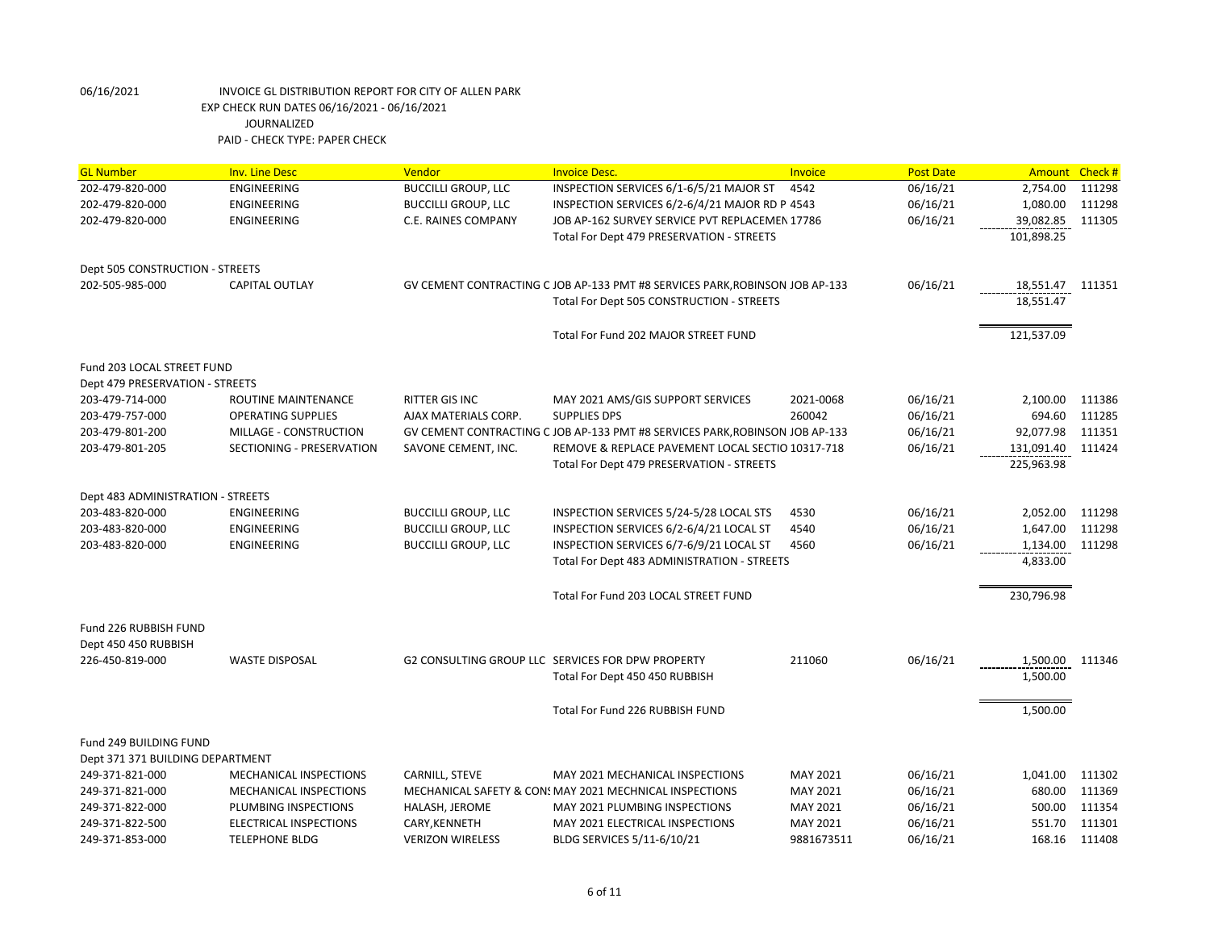06/16/2021 INVOICE GL DISTRIBUTION REPORT FOR CITY OF ALLEN PARK
EXP CHECK RUN DATES 06/16/2021 - 06/16/2021
JOURNALIZED
PAID - CHECK TYPE: PAPER CHECK

| GL Number | Inv. Line Desc | Vendor | Invoice Desc. | Invoice | Post Date | Amount | Check # |
|---|---|---|---|---|---|---|---|
| 202-479-820-000 | ENGINEERING | BUCCILLI GROUP, LLC | INSPECTION SERVICES 6/1-6/5/21 MAJOR ST | 4542 | 06/16/21 | 2,754.00 | 111298 |
| 202-479-820-000 | ENGINEERING | BUCCILLI GROUP, LLC | INSPECTION SERVICES 6/2-6/4/21 MAJOR RD P | 4543 | 06/16/21 | 1,080.00 | 111298 |
| 202-479-820-000 | ENGINEERING | C.E. RAINES COMPANY | JOB AP-162 SURVEY SERVICE PVT REPLACEMEN | 17786 | 06/16/21 | 39,082.85 | 111305 |
| | | | Total For Dept 479 PRESERVATION - STREETS | | | 101,898.25 | |
| Dept 505 CONSTRUCTION - STREETS | | | | | | | |
| 202-505-985-000 | CAPITAL OUTLAY | GV CEMENT CONTRACTING C | JOB AP-133 PMT #8 SERVICES PARK,ROBINSON | JOB AP-133 | 06/16/21 | 18,551.47 | 111351 |
| | | | Total For Dept 505 CONSTRUCTION - STREETS | | | 18,551.47 | |
| | | | Total For Fund 202 MAJOR STREET FUND | | | 121,537.09 | |
| Fund 203 LOCAL STREET FUND | | | | | | | |
| Dept 479 PRESERVATION - STREETS | | | | | | | |
| 203-479-714-000 | ROUTINE MAINTENANCE | RITTER GIS INC | MAY 2021 AMS/GIS SUPPORT SERVICES | 2021-0068 | 06/16/21 | 2,100.00 | 111386 |
| 203-479-757-000 | OPERATING SUPPLIES | AJAX MATERIALS CORP. | SUPPLIES DPS | 260042 | 06/16/21 | 694.60 | 111285 |
| 203-479-801-200 | MILLAGE - CONSTRUCTION | GV CEMENT CONTRACTING C | JOB AP-133 PMT #8 SERVICES PARK,ROBINSON | JOB AP-133 | 06/16/21 | 92,077.98 | 111351 |
| 203-479-801-205 | SECTIONING - PRESERVATION | SAVONE CEMENT, INC. | REMOVE & REPLACE PAVEMENT LOCAL SECTIO | 10317-718 | 06/16/21 | 131,091.40 | 111424 |
| | | | Total For Dept 479 PRESERVATION - STREETS | | | 225,963.98 | |
| Dept 483 ADMINISTRATION - STREETS | | | | | | | |
| 203-483-820-000 | ENGINEERING | BUCCILLI GROUP, LLC | INSPECTION SERVICES 5/24-5/28 LOCAL STS | 4530 | 06/16/21 | 2,052.00 | 111298 |
| 203-483-820-000 | ENGINEERING | BUCCILLI GROUP, LLC | INSPECTION SERVICES 6/2-6/4/21 LOCAL ST | 4540 | 06/16/21 | 1,647.00 | 111298 |
| 203-483-820-000 | ENGINEERING | BUCCILLI GROUP, LLC | INSPECTION SERVICES 6/7-6/9/21 LOCAL ST | 4560 | 06/16/21 | 1,134.00 | 111298 |
| | | | Total For Dept 483 ADMINISTRATION - STREETS | | | 4,833.00 | |
| | | | Total For Fund 203 LOCAL STREET FUND | | | 230,796.98 | |
| Fund 226 RUBBISH FUND | | | | | | | |
| Dept 450 450 RUBBISH | | | | | | | |
| 226-450-819-000 | WASTE DISPOSAL | G2 CONSULTING GROUP LLC | SERVICES FOR DPW PROPERTY | 211060 | 06/16/21 | 1,500.00 | 111346 |
| | | | Total For Dept 450 450 RUBBISH | | | 1,500.00 | |
| | | | Total For Fund 226 RUBBISH FUND | | | 1,500.00 | |
| Fund 249 BUILDING FUND | | | | | | | |
| Dept 371 371 BUILDING DEPARTMENT | | | | | | | |
| 249-371-821-000 | MECHANICAL INSPECTIONS | CARNILL, STEVE | MAY 2021 MECHANICAL INSPECTIONS | MAY 2021 | 06/16/21 | 1,041.00 | 111302 |
| 249-371-821-000 | MECHANICAL INSPECTIONS | MECHANICAL SAFETY & CONS | MAY 2021 MECHNICAL INSPECTIONS | MAY 2021 | 06/16/21 | 680.00 | 111369 |
| 249-371-822-000 | PLUMBING INSPECTIONS | HALASH, JEROME | MAY 2021 PLUMBING INSPECTIONS | MAY 2021 | 06/16/21 | 500.00 | 111354 |
| 249-371-822-500 | ELECTRICAL INSPECTIONS | CARY,KENNETH | MAY 2021 ELECTRICAL INSPECTIONS | MAY 2021 | 06/16/21 | 551.70 | 111301 |
| 249-371-853-000 | TELEPHONE BLDG | VERIZON WIRELESS | BLDG SERVICES 5/11-6/10/21 | 9881673511 | 06/16/21 | 168.16 | 111408 |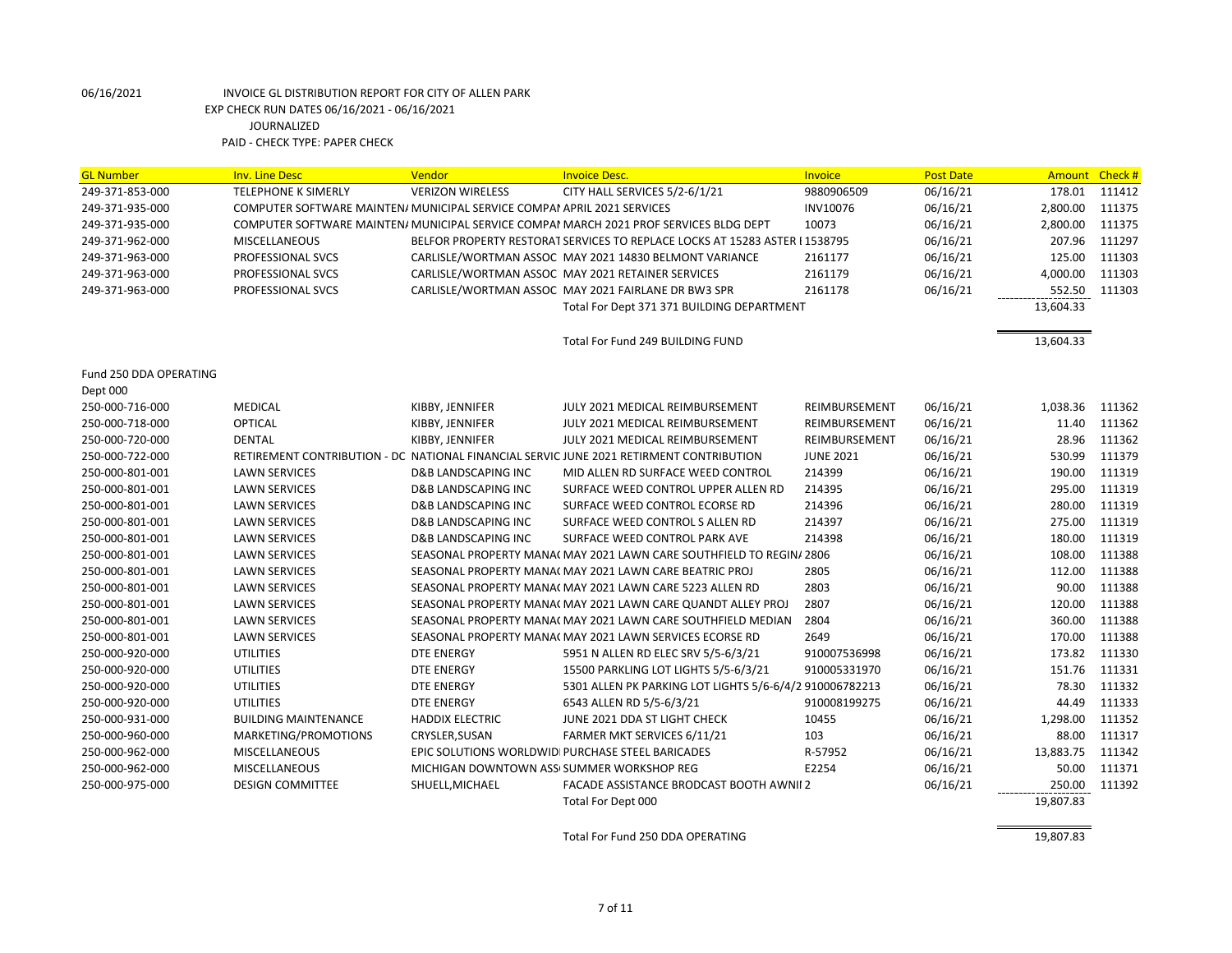06/16/2021 INVOICE GL DISTRIBUTION REPORT FOR CITY OF ALLEN PARK
EXP CHECK RUN DATES 06/16/2021 - 06/16/2021
JOURNALIZED
PAID - CHECK TYPE: PAPER CHECK

| GL Number | Inv. Line Desc | Vendor | Invoice Desc. | Invoice | Post Date | Amount | Check # |
|---|---|---|---|---|---|---|---|
| 249-371-853-000 | TELEPHONE K SIMERLY | VERIZON WIRELESS | CITY HALL SERVICES 5/2-6/1/21 | 9880906509 | 06/16/21 | 178.01 | 111412 |
| 249-371-935-000 | COMPUTER SOFTWARE MAINTEN/ | MUNICIPAL SERVICE COMPAI | APRIL 2021 SERVICES | INV10076 | 06/16/21 | 2,800.00 | 111375 |
| 249-371-935-000 | COMPUTER SOFTWARE MAINTEN/ | MUNICIPAL SERVICE COMPAI | MARCH 2021 PROF SERVICES BLDG DEPT | 10073 | 06/16/21 | 2,800.00 | 111375 |
| 249-371-962-000 | MISCELLANEOUS | BELFOR PROPERTY RESTORAT | SERVICES TO REPLACE LOCKS AT 15283 ASTER I | 1538795 | 06/16/21 | 207.96 | 111297 |
| 249-371-963-000 | PROFESSIONAL SVCS | CARLISLE/WORTMAN ASSOC | MAY 2021 14830 BELMONT VARIANCE | 2161177 | 06/16/21 | 125.00 | 111303 |
| 249-371-963-000 | PROFESSIONAL SVCS | CARLISLE/WORTMAN ASSOC | MAY 2021 RETAINER SERVICES | 2161179 | 06/16/21 | 4,000.00 | 111303 |
| 249-371-963-000 | PROFESSIONAL SVCS | CARLISLE/WORTMAN ASSOC | MAY 2021 FAIRLANE DR BW3 SPR | 2161178 | 06/16/21 | 552.50 | 111303 |
| | | | Total For Dept 371 371 BUILDING DEPARTMENT | | | 13,604.33 | |
| | | | Total For Fund 249 BUILDING FUND | | | 13,604.33 | |

Fund 250 DDA OPERATING
Dept 000

| GL Number | Inv. Line Desc | Vendor | Invoice Desc. | Invoice | Post Date | Amount | Check # |
|---|---|---|---|---|---|---|---|
| 250-000-716-000 | MEDICAL | KIBBY, JENNIFER | JULY 2021 MEDICAL REIMBURSEMENT | REIMBURSEMENT | 06/16/21 | 1,038.36 | 111362 |
| 250-000-718-000 | OPTICAL | KIBBY, JENNIFER | JULY 2021 MEDICAL REIMBURSEMENT | REIMBURSEMENT | 06/16/21 | 11.40 | 111362 |
| 250-000-720-000 | DENTAL | KIBBY, JENNIFER | JULY 2021 MEDICAL REIMBURSEMENT | REIMBURSEMENT | 06/16/21 | 28.96 | 111362 |
| 250-000-722-000 | RETIREMENT CONTRIBUTION - DC | NATIONAL FINANCIAL SERVIC | JUNE 2021 RETIRMENT CONTRIBUTION | JUNE 2021 | 06/16/21 | 530.99 | 111379 |
| 250-000-801-001 | LAWN SERVICES | D&B LANDSCAPING INC | MID ALLEN RD SURFACE WEED CONTROL | 214399 | 06/16/21 | 190.00 | 111319 |
| 250-000-801-001 | LAWN SERVICES | D&B LANDSCAPING INC | SURFACE WEED CONTROL UPPER ALLEN RD | 214395 | 06/16/21 | 295.00 | 111319 |
| 250-000-801-001 | LAWN SERVICES | D&B LANDSCAPING INC | SURFACE WEED CONTROL ECORSE RD | 214396 | 06/16/21 | 280.00 | 111319 |
| 250-000-801-001 | LAWN SERVICES | D&B LANDSCAPING INC | SURFACE WEED CONTROL S ALLEN RD | 214397 | 06/16/21 | 275.00 | 111319 |
| 250-000-801-001 | LAWN SERVICES | D&B LANDSCAPING INC | SURFACE WEED CONTROL PARK AVE | 214398 | 06/16/21 | 180.00 | 111319 |
| 250-000-801-001 | LAWN SERVICES | SEASONAL PROPERTY MANA( | MAY 2021 LAWN CARE SOUTHFIELD TO REGIN/ | 2806 | 06/16/21 | 108.00 | 111388 |
| 250-000-801-001 | LAWN SERVICES | SEASONAL PROPERTY MANA( | MAY 2021 LAWN CARE BEATRIC PROJ | 2805 | 06/16/21 | 112.00 | 111388 |
| 250-000-801-001 | LAWN SERVICES | SEASONAL PROPERTY MANA( | MAY 2021 LAWN CARE 5223 ALLEN RD | 2803 | 06/16/21 | 90.00 | 111388 |
| 250-000-801-001 | LAWN SERVICES | SEASONAL PROPERTY MANA( | MAY 2021 LAWN CARE QUANDT ALLEY PROJ | 2807 | 06/16/21 | 120.00 | 111388 |
| 250-000-801-001 | LAWN SERVICES | SEASONAL PROPERTY MANA( | MAY 2021 LAWN CARE SOUTHFIELD MEDIAN | 2804 | 06/16/21 | 360.00 | 111388 |
| 250-000-801-001 | LAWN SERVICES | SEASONAL PROPERTY MANA( | MAY 2021 LAWN SERVICES ECORSE RD | 2649 | 06/16/21 | 170.00 | 111388 |
| 250-000-920-000 | UTILITIES | DTE ENERGY | 5951 N ALLEN RD ELEC SRV 5/5-6/3/21 | 910007536998 | 06/16/21 | 173.82 | 111330 |
| 250-000-920-000 | UTILITIES | DTE ENERGY | 15500 PARKLING LOT LIGHTS 5/5-6/3/21 | 910005331970 | 06/16/21 | 151.76 | 111331 |
| 250-000-920-000 | UTILITIES | DTE ENERGY | 5301 ALLEN PK PARKING LOT LIGHTS 5/6-6/4/2 | 910006782213 | 06/16/21 | 78.30 | 111332 |
| 250-000-920-000 | UTILITIES | DTE ENERGY | 6543 ALLEN RD 5/5-6/3/21 | 910008199275 | 06/16/21 | 44.49 | 111333 |
| 250-000-931-000 | BUILDING MAINTENANCE | HADDIX ELECTRIC | JUNE 2021 DDA ST LIGHT CHECK | 10455 | 06/16/21 | 1,298.00 | 111352 |
| 250-000-960-000 | MARKETING/PROMOTIONS | CRYSLER,SUSAN | FARMER MKT SERVICES 6/11/21 | 103 | 06/16/21 | 88.00 | 111317 |
| 250-000-962-000 | MISCELLANEOUS | EPIC SOLUTIONS WORLDWIDI | PURCHASE STEEL BARICADES | R-57952 | 06/16/21 | 13,883.75 | 111342 |
| 250-000-962-000 | MISCELLANEOUS | MICHIGAN DOWNTOWN ASS | SUMMER WORKSHOP REG | E2254 | 06/16/21 | 50.00 | 111371 |
| 250-000-975-000 | DESIGN COMMITTEE | SHUELL,MICHAEL | FACADE ASSISTANCE BRODCAST BOOTH AWNII | 2 | 06/16/21 | 250.00 | 111392 |
| | | | Total For Dept 000 | | | 19,807.83 | |
| | | | Total For Fund 250 DDA OPERATING | | | 19,807.83 | |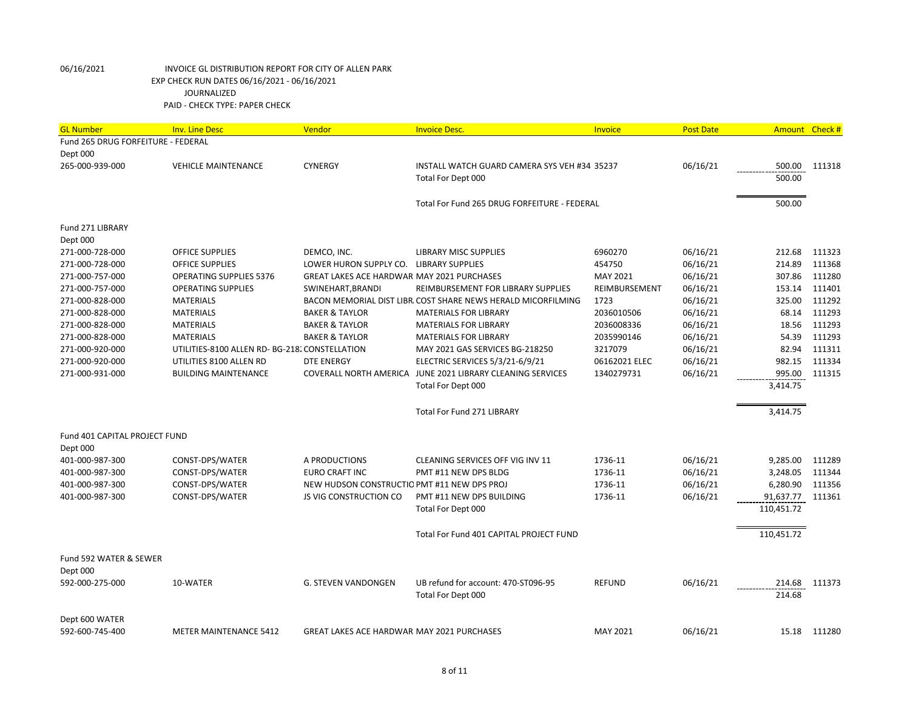06/16/2021 INVOICE GL DISTRIBUTION REPORT FOR CITY OF ALLEN PARK
EXP CHECK RUN DATES 06/16/2021 - 06/16/2021
JOURNALIZED
PAID - CHECK TYPE: PAPER CHECK

| GL Number | Inv. Line Desc | Vendor | Invoice Desc. | Invoice | Post Date | Amount | Check # |
|---|---|---|---|---|---|---|---|
| Fund 265 DRUG FORFEITURE - FEDERAL | | | | | | | |
| Dept 000 | | | | | | | |
| 265-000-939-000 | VEHICLE MAINTENANCE | CYNERGY | INSTALL WATCH GUARD CAMERA SYS VEH #34 | 35237 | 06/16/21 | 500.00 | 111318 |
| | | | Total For Dept 000 | | | 500.00 | |
| | | | Total For Fund 265 DRUG FORFEITURE - FEDERAL | | | 500.00 | |
| Fund 271 LIBRARY | | | | | | | |
| Dept 000 | | | | | | | |
| 271-000-728-000 | OFFICE SUPPLIES | DEMCO, INC. | LIBRARY MISC SUPPLIES | 6960270 | 06/16/21 | 212.68 | 111323 |
| 271-000-728-000 | OFFICE SUPPLIES | LOWER HURON SUPPLY CO. | LIBRARY SUPPLIES | 454750 | 06/16/21 | 214.89 | 111368 |
| 271-000-757-000 | OPERATING SUPPLIES 5376 | GREAT LAKES ACE HARDWAR | MAY 2021 PURCHASES | MAY 2021 | 06/16/21 | 307.86 | 111280 |
| 271-000-757-000 | OPERATING SUPPLIES | SWINEHART,BRANDI | REIMBURSEMENT FOR LIBRARY SUPPLIES | REIMBURSEMENT | 06/16/21 | 153.14 | 111401 |
| 271-000-828-000 | MATERIALS | BACON MEMORIAL DIST LIBR | COST SHARE NEWS HERALD MICORFILMING | 1723 | 06/16/21 | 325.00 | 111292 |
| 271-000-828-000 | MATERIALS | BAKER & TAYLOR | MATERIALS FOR LIBRARY | 2036010506 | 06/16/21 | 68.14 | 111293 |
| 271-000-828-000 | MATERIALS | BAKER & TAYLOR | MATERIALS FOR LIBRARY | 2036008336 | 06/16/21 | 18.56 | 111293 |
| 271-000-828-000 | MATERIALS | BAKER & TAYLOR | MATERIALS FOR LIBRARY | 2035990146 | 06/16/21 | 54.39 | 111293 |
| 271-000-920-000 | UTILITIES-8100 ALLEN RD- BG-218: | CONSTELLATION | MAY 2021 GAS SERVICES BG-218250 | 3217079 | 06/16/21 | 82.94 | 111311 |
| 271-000-920-000 | UTILITIES 8100 ALLEN RD | DTE ENERGY | ELECTRIC SERVICES 5/3/21-6/9/21 | 06162021 ELEC | 06/16/21 | 982.15 | 111334 |
| 271-000-931-000 | BUILDING MAINTENANCE | COVERALL NORTH AMERICA | JUNE 2021 LIBRARY CLEANING SERVICES | 1340279731 | 06/16/21 | 995.00 | 111315 |
| | | | Total For Dept 000 | | | 3,414.75 | |
| | | | Total For Fund 271 LIBRARY | | | 3,414.75 | |
| Fund 401 CAPITAL PROJECT FUND | | | | | | | |
| Dept 000 | | | | | | | |
| 401-000-987-300 | CONST-DPS/WATER | A PRODUCTIONS | CLEANING SERVICES OFF VIG INV 11 | 1736-11 | 06/16/21 | 9,285.00 | 111289 |
| 401-000-987-300 | CONST-DPS/WATER | EURO CRAFT INC | PMT #11 NEW DPS BLDG | 1736-11 | 06/16/21 | 3,248.05 | 111344 |
| 401-000-987-300 | CONST-DPS/WATER | NEW HUDSON CONSTRUCTIO | PMT #11 NEW DPS PROJ | 1736-11 | 06/16/21 | 6,280.90 | 111356 |
| 401-000-987-300 | CONST-DPS/WATER | JS VIG CONSTRUCTION CO | PMT #11 NEW DPS BUILDING | 1736-11 | 06/16/21 | 91,637.77 | 111361 |
| | | | Total For Dept 000 | | | 110,451.72 | |
| | | | Total For Fund 401 CAPITAL PROJECT FUND | | | 110,451.72 | |
| Fund 592 WATER & SEWER | | | | | | | |
| Dept 000 | | | | | | | |
| 592-000-275-000 | 10-WATER | G. STEVEN VANDONGEN | UB refund for account: 470-ST096-95 | REFUND | 06/16/21 | 214.68 | 111373 |
| | | | Total For Dept 000 | | | 214.68 | |
| Dept 600 WATER | | | | | | | |
| 592-600-745-400 | METER MAINTENANCE 5412 | GREAT LAKES ACE HARDWAR | MAY 2021 PURCHASES | MAY 2021 | 06/16/21 | 15.18 | 111280 |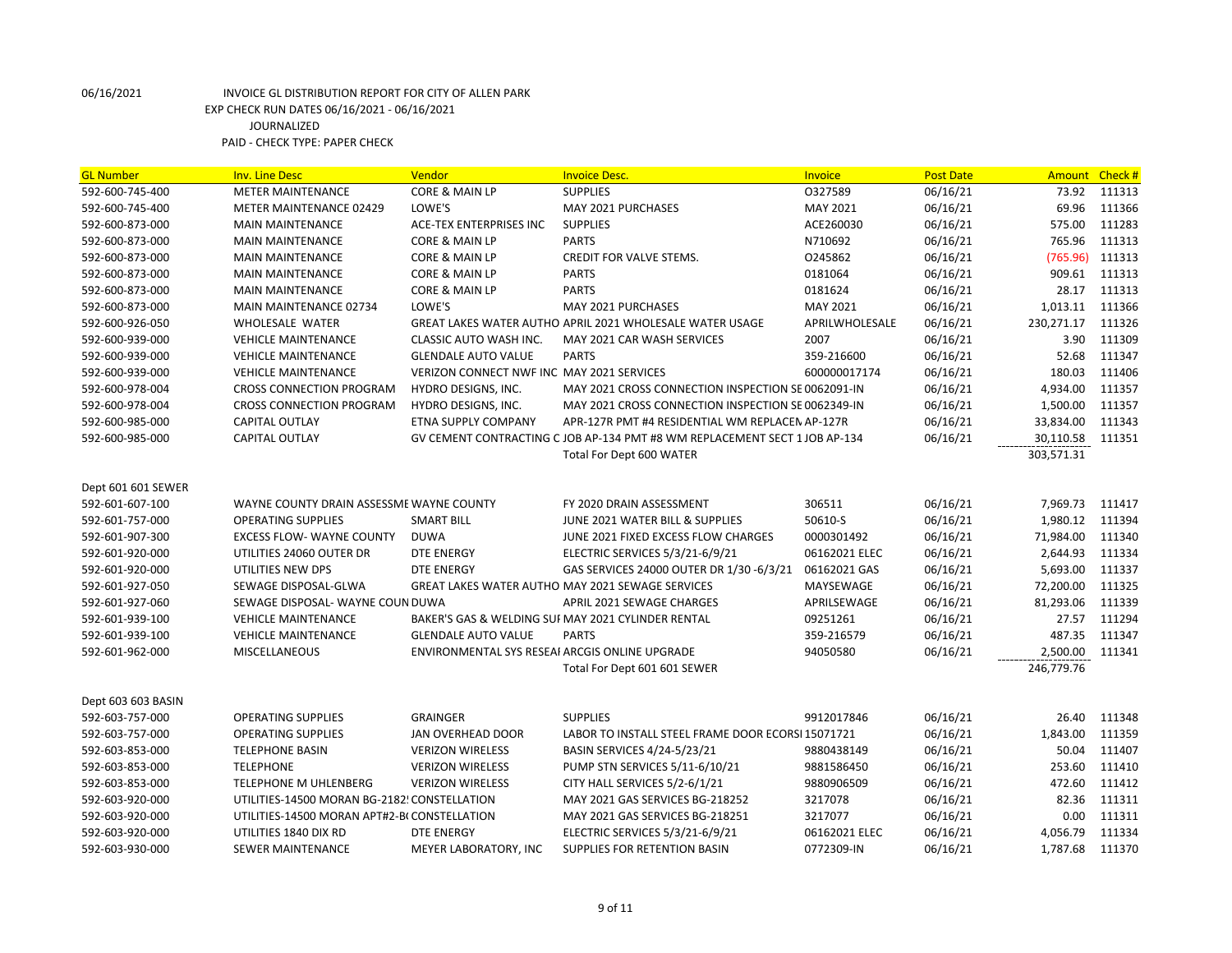06/16/2021 INVOICE GL DISTRIBUTION REPORT FOR CITY OF ALLEN PARK

EXP CHECK RUN DATES 06/16/2021 - 06/16/2021

JOURNALIZED

PAID - CHECK TYPE: PAPER CHECK

| GL Number | Inv. Line Desc | Vendor | Invoice Desc. | Invoice | Post Date | Amount | Check # |
|---|---|---|---|---|---|---|---|
| 592-600-745-400 | METER MAINTENANCE | CORE & MAIN LP | SUPPLIES | O327589 | 06/16/21 | 73.92 | 111313 |
| 592-600-745-400 | METER MAINTENANCE 02429 | LOWE'S | MAY 2021 PURCHASES | MAY 2021 | 06/16/21 | 69.96 | 111366 |
| 592-600-873-000 | MAIN MAINTENANCE | ACE-TEX ENTERPRISES INC | SUPPLIES | ACE260030 | 06/16/21 | 575.00 | 111283 |
| 592-600-873-000 | MAIN MAINTENANCE | CORE & MAIN LP | PARTS | N710692 | 06/16/21 | 765.96 | 111313 |
| 592-600-873-000 | MAIN MAINTENANCE | CORE & MAIN LP | CREDIT FOR VALVE STEMS. | O245862 | 06/16/21 | (765.96) | 111313 |
| 592-600-873-000 | MAIN MAINTENANCE | CORE & MAIN LP | PARTS | 0181064 | 06/16/21 | 909.61 | 111313 |
| 592-600-873-000 | MAIN MAINTENANCE | CORE & MAIN LP | PARTS | 0181624 | 06/16/21 | 28.17 | 111313 |
| 592-600-873-000 | MAIN MAINTENANCE 02734 | LOWE'S | MAY 2021 PURCHASES | MAY 2021 | 06/16/21 | 1,013.11 | 111366 |
| 592-600-926-050 | WHOLESALE WATER | GREAT LAKES WATER AUTHO | APRIL 2021 WHOLESALE WATER USAGE | APRILWHOLESALE | 06/16/21 | 230,271.17 | 111326 |
| 592-600-939-000 | VEHICLE MAINTENANCE | CLASSIC AUTO WASH INC. | MAY 2021 CAR WASH SERVICES | 2007 | 06/16/21 | 3.90 | 111309 |
| 592-600-939-000 | VEHICLE MAINTENANCE | GLENDALE AUTO VALUE | PARTS | 359-216600 | 06/16/21 | 52.68 | 111347 |
| 592-600-939-000 | VEHICLE MAINTENANCE | VERIZON CONNECT NWF INC | MAY 2021 SERVICES | 600000017174 | 06/16/21 | 180.03 | 111406 |
| 592-600-978-004 | CROSS CONNECTION PROGRAM | HYDRO DESIGNS, INC. | MAY 2021 CROSS CONNECTION INSPECTION SE | 0062091-IN | 06/16/21 | 4,934.00 | 111357 |
| 592-600-978-004 | CROSS CONNECTION PROGRAM | HYDRO DESIGNS, INC. | MAY 2021 CROSS CONNECTION INSPECTION SE | 0062349-IN | 06/16/21 | 1,500.00 | 111357 |
| 592-600-985-000 | CAPITAL OUTLAY | ETNA SUPPLY COMPANY | APR-127R PMT #4 RESIDENTIAL WM REPLACEN | AP-127R | 06/16/21 | 33,834.00 | 111343 |
| 592-600-985-000 | CAPITAL OUTLAY | GV CEMENT CONTRACTING C | JOB AP-134 PMT #8 WM REPLACEMENT SECT 1 | JOB AP-134 | 06/16/21 | 30,110.58 | 111351 |
| | | | Total For Dept 600 WATER | | | 303,571.31 | |
| Dept 601 601 SEWER | | | | | | | |
| 592-601-607-100 | WAYNE COUNTY DRAIN ASSESSME | WAYNE COUNTY | FY 2020 DRAIN ASSESSMENT | 306511 | 06/16/21 | 7,969.73 | 111417 |
| 592-601-757-000 | OPERATING SUPPLIES | SMART BILL | JUNE 2021 WATER BILL & SUPPLIES | 50610-S | 06/16/21 | 1,980.12 | 111394 |
| 592-601-907-300 | EXCESS FLOW- WAYNE COUNTY | DUWA | JUNE 2021 FIXED EXCESS FLOW CHARGES | 0000301492 | 06/16/21 | 71,984.00 | 111340 |
| 592-601-920-000 | UTILITIES 24060 OUTER DR | DTE ENERGY | ELECTRIC SERVICES 5/3/21-6/9/21 | 06162021 ELEC | 06/16/21 | 2,644.93 | 111334 |
| 592-601-920-000 | UTILITIES NEW DPS | DTE ENERGY | GAS SERVICES 24000 OUTER DR 1/30 -6/3/21 | 06162021 GAS | 06/16/21 | 5,693.00 | 111337 |
| 592-601-927-050 | SEWAGE DISPOSAL-GLWA | GREAT LAKES WATER AUTHO | MAY 2021 SEWAGE SERVICES | MAYSEWAGE | 06/16/21 | 72,200.00 | 111325 |
| 592-601-927-060 | SEWAGE DISPOSAL- WAYNE COUN | DUWA | APRIL 2021 SEWAGE CHARGES | APRILSEWAGE | 06/16/21 | 81,293.06 | 111339 |
| 592-601-939-100 | VEHICLE MAINTENANCE | BAKER'S GAS & WELDING SUI | MAY 2021 CYLINDER RENTAL | 09251261 | 06/16/21 | 27.57 | 111294 |
| 592-601-939-100 | VEHICLE MAINTENANCE | GLENDALE AUTO VALUE | PARTS | 359-216579 | 06/16/21 | 487.35 | 111347 |
| 592-601-962-000 | MISCELLANEOUS | ENVIRONMENTAL SYS RESEAI | ARCGIS ONLINE UPGRADE | 94050580 | 06/16/21 | 2,500.00 | 111341 |
| | | | Total For Dept 601 601 SEWER | | | 246,779.76 | |
| Dept 603 603 BASIN | | | | | | | |
| 592-603-757-000 | OPERATING SUPPLIES | GRAINGER | SUPPLIES | 9912017846 | 06/16/21 | 26.40 | 111348 |
| 592-603-757-000 | OPERATING SUPPLIES | JAN OVERHEAD DOOR | LABOR TO INSTALL STEEL FRAME DOOR ECORSI | 15071721 | 06/16/21 | 1,843.00 | 111359 |
| 592-603-853-000 | TELEPHONE BASIN | VERIZON WIRELESS | BASIN SERVICES 4/24-5/23/21 | 9880438149 | 06/16/21 | 50.04 | 111407 |
| 592-603-853-000 | TELEPHONE | VERIZON WIRELESS | PUMP STN SERVICES 5/11-6/10/21 | 9881586450 | 06/16/21 | 253.60 | 111410 |
| 592-603-853-000 | TELEPHONE M UHLENBERG | VERIZON WIRELESS | CITY HALL SERVICES 5/2-6/1/21 | 9880906509 | 06/16/21 | 472.60 | 111412 |
| 592-603-920-000 | UTILITIES-14500 MORAN BG-2182! | CONSTELLATION | MAY 2021 GAS SERVICES BG-218252 | 3217078 | 06/16/21 | 82.36 | 111311 |
| 592-603-920-000 | UTILITIES-14500 MORAN APT#2-B( | CONSTELLATION | MAY 2021 GAS SERVICES BG-218251 | 3217077 | 06/16/21 | 0.00 | 111311 |
| 592-603-920-000 | UTILITIES 1840 DIX RD | DTE ENERGY | ELECTRIC SERVICES 5/3/21-6/9/21 | 06162021 ELEC | 06/16/21 | 4,056.79 | 111334 |
| 592-603-930-000 | SEWER MAINTENANCE | MEYER LABORATORY, INC | SUPPLIES FOR RETENTION BASIN | 0772309-IN | 06/16/21 | 1,787.68 | 111370 |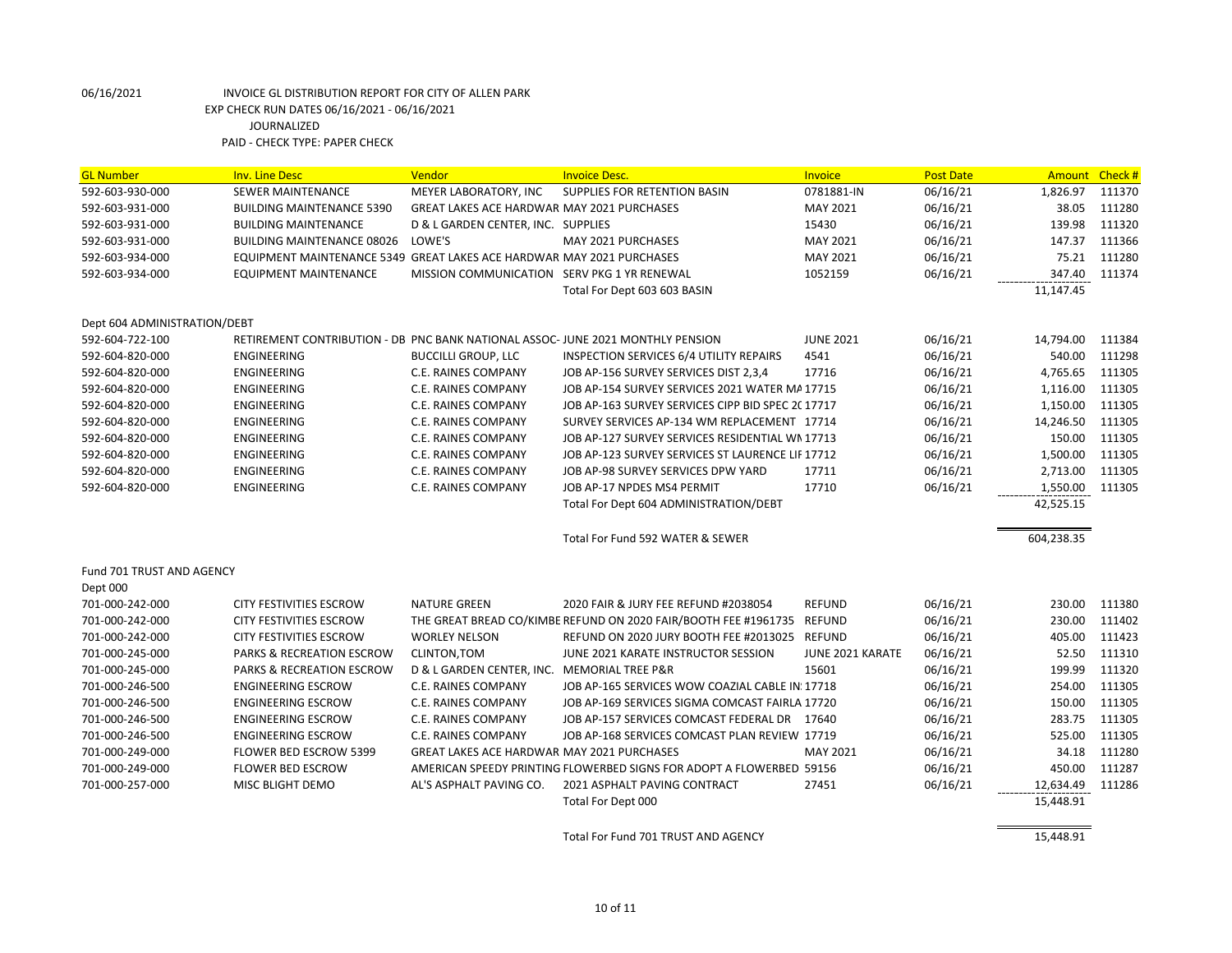06/16/2021 INVOICE GL DISTRIBUTION REPORT FOR CITY OF ALLEN PARK
EXP CHECK RUN DATES 06/16/2021 - 06/16/2021
JOURNALIZED
PAID - CHECK TYPE: PAPER CHECK

| GL Number | Inv. Line Desc | Vendor | Invoice Desc. | Invoice | Post Date | Amount | Check # |
|---|---|---|---|---|---|---|---|
| 592-603-930-000 | SEWER MAINTENANCE | MEYER LABORATORY, INC | SUPPLIES FOR RETENTION BASIN | 0781881-IN | 06/16/21 | 1,826.97 | 111370 |
| 592-603-931-000 | BUILDING MAINTENANCE 5390 | GREAT LAKES ACE HARDWAR | MAY 2021 PURCHASES | MAY 2021 | 06/16/21 | 38.05 | 111280 |
| 592-603-931-000 | BUILDING MAINTENANCE | D & L GARDEN CENTER, INC. | SUPPLIES | 15430 | 06/16/21 | 139.98 | 111320 |
| 592-603-931-000 | BUILDING MAINTENANCE 08026 | LOWE'S | MAY 2021 PURCHASES | MAY 2021 | 06/16/21 | 147.37 | 111366 |
| 592-603-934-000 | EQUIPMENT MAINTENANCE 5349 | GREAT LAKES ACE HARDWAR | MAY 2021 PURCHASES | MAY 2021 | 06/16/21 | 75.21 | 111280 |
| 592-603-934-000 | EQUIPMENT MAINTENANCE | MISSION COMMUNICATION | SERV PKG 1 YR RENEWAL | 1052159 | 06/16/21 | 347.40 | 111374 |
| | | | Total For Dept 603 603 BASIN | | | 11,147.45 | |
| Dept 604 ADMINISTRATION/DEBT | | | | | | | |
| 592-604-722-100 | RETIREMENT CONTRIBUTION - DB | PNC BANK NATIONAL ASSOC- | JUNE 2021 MONTHLY PENSION | JUNE 2021 | 06/16/21 | 14,794.00 | 111384 |
| 592-604-820-000 | ENGINEERING | BUCCILLI GROUP, LLC | INSPECTION SERVICES 6/4 UTILITY REPAIRS | 4541 | 06/16/21 | 540.00 | 111298 |
| 592-604-820-000 | ENGINEERING | C.E. RAINES COMPANY | JOB AP-156 SURVEY SERVICES DIST 2,3,4 | 17716 | 06/16/21 | 4,765.65 | 111305 |
| 592-604-820-000 | ENGINEERING | C.E. RAINES COMPANY | JOB AP-154 SURVEY SERVICES 2021 WATER MA | 17715 | 06/16/21 | 1,116.00 | 111305 |
| 592-604-820-000 | ENGINEERING | C.E. RAINES COMPANY | JOB AP-163 SURVEY SERVICES CIPP BID SPEC 20 | 17717 | 06/16/21 | 1,150.00 | 111305 |
| 592-604-820-000 | ENGINEERING | C.E. RAINES COMPANY | SURVEY SERVICES AP-134 WM REPLACEMENT | 17714 | 06/16/21 | 14,246.50 | 111305 |
| 592-604-820-000 | ENGINEERING | C.E. RAINES COMPANY | JOB AP-127 SURVEY SERVICES RESIDENTIAL WN | 17713 | 06/16/21 | 150.00 | 111305 |
| 592-604-820-000 | ENGINEERING | C.E. RAINES COMPANY | JOB AP-123 SURVEY SERVICES ST LAURENCE LIF | 17712 | 06/16/21 | 1,500.00 | 111305 |
| 592-604-820-000 | ENGINEERING | C.E. RAINES COMPANY | JOB AP-98 SURVEY SERVICES DPW YARD | 17711 | 06/16/21 | 2,713.00 | 111305 |
| 592-604-820-000 | ENGINEERING | C.E. RAINES COMPANY | JOB AP-17 NPDES MS4 PERMIT | 17710 | 06/16/21 | 1,550.00 | 111305 |
| | | | Total For Dept 604 ADMINISTRATION/DEBT | | | 42,525.15 | |
| | | | Total For Fund 592 WATER & SEWER | | | 604,238.35 | |
| Fund 701 TRUST AND AGENCY | | | | | | | |
| Dept 000 | | | | | | | |
| 701-000-242-000 | CITY FESTIVITIES ESCROW | NATURE GREEN | 2020 FAIR & JURY FEE REFUND #2038054 | REFUND | 06/16/21 | 230.00 | 111380 |
| 701-000-242-000 | CITY FESTIVITIES ESCROW | THE GREAT BREAD CO/KIMBE | REFUND ON 2020 FAIR/BOOTH FEE #1961735 | REFUND | 06/16/21 | 230.00 | 111402 |
| 701-000-242-000 | CITY FESTIVITIES ESCROW | WORLEY NELSON | REFUND ON 2020 JURY BOOTH FEE #2013025 | REFUND | 06/16/21 | 405.00 | 111423 |
| 701-000-245-000 | PARKS & RECREATION ESCROW | CLINTON,TOM | JUNE 2021 KARATE INSTRUCTOR SESSION | JUNE 2021 KARATE | 06/16/21 | 52.50 | 111310 |
| 701-000-245-000 | PARKS & RECREATION ESCROW | D & L GARDEN CENTER, INC. | MEMORIAL TREE P&R | 15601 | 06/16/21 | 199.99 | 111320 |
| 701-000-246-500 | ENGINEERING ESCROW | C.E. RAINES COMPANY | JOB AP-165 SERVICES WOW COAZIAL CABLE IN | 17718 | 06/16/21 | 254.00 | 111305 |
| 701-000-246-500 | ENGINEERING ESCROW | C.E. RAINES COMPANY | JOB AP-169 SERVICES SIGMA COMCAST FAIRLA | 17720 | 06/16/21 | 150.00 | 111305 |
| 701-000-246-500 | ENGINEERING ESCROW | C.E. RAINES COMPANY | JOB AP-157 SERVICES COMCAST FEDERAL DR | 17640 | 06/16/21 | 283.75 | 111305 |
| 701-000-246-500 | ENGINEERING ESCROW | C.E. RAINES COMPANY | JOB AP-168 SERVICES COMCAST PLAN REVIEW | 17719 | 06/16/21 | 525.00 | 111305 |
| 701-000-249-000 | FLOWER BED ESCROW 5399 | GREAT LAKES ACE HARDWAR | MAY 2021 PURCHASES | MAY 2021 | 06/16/21 | 34.18 | 111280 |
| 701-000-249-000 | FLOWER BED ESCROW | AMERICAN SPEEDY PRINTING | FLOWERBED SIGNS FOR ADOPT A FLOWERBED | 59156 | 06/16/21 | 450.00 | 111287 |
| 701-000-257-000 | MISC BLIGHT DEMO | AL'S ASPHALT PAVING CO. | 2021 ASPHALT PAVING CONTRACT | 27451 | 06/16/21 | 12,634.49 | 111286 |
| | | | Total For Dept 000 | | | 15,448.91 | |
| | | | Total For Fund 701 TRUST AND AGENCY | | | 15,448.91 | |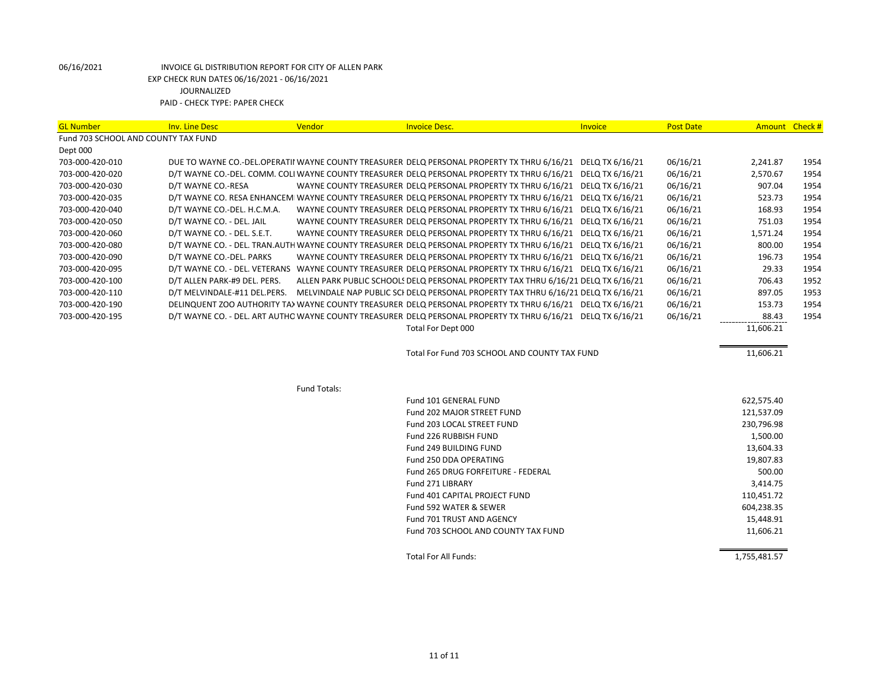06/16/2021 INVOICE GL DISTRIBUTION REPORT FOR CITY OF ALLEN PARK
EXP CHECK RUN DATES 06/16/2021 - 06/16/2021
JOURNALIZED
PAID - CHECK TYPE: PAPER CHECK

| GL Number | Inv. Line Desc | Vendor | Invoice Desc. | Invoice | Post Date | Amount | Check # |
|---|---|---|---|---|---|---|---|
| Fund 703 SCHOOL AND COUNTY TAX FUND | | | | | | | |
| Dept 000 | | | | | | | |
| 703-000-420-010 | DUE TO WAYNE CO.-DEL.OPERATII | WAYNE COUNTY TREASURER | DELQ PERSONAL PROPERTY TX THRU 6/16/21 | DELQ TX 6/16/21 | 06/16/21 | 2,241.87 | 1954 |
| 703-000-420-020 | D/T WAYNE CO.-DEL. COMM. COLI | WAYNE COUNTY TREASURER | DELQ PERSONAL PROPERTY TX THRU 6/16/21 | DELQ TX 6/16/21 | 06/16/21 | 2,570.67 | 1954 |
| 703-000-420-030 | D/T WAYNE CO.-RESA | WAYNE COUNTY TREASURER | DELQ PERSONAL PROPERTY TX THRU 6/16/21 | DELQ TX 6/16/21 | 06/16/21 | 907.04 | 1954 |
| 703-000-420-035 | D/T WAYNE CO. RESA ENHANCEM | WAYNE COUNTY TREASURER | DELQ PERSONAL PROPERTY TX THRU 6/16/21 | DELQ TX 6/16/21 | 06/16/21 | 523.73 | 1954 |
| 703-000-420-040 | D/T WAYNE CO.-DEL. H.C.M.A. | WAYNE COUNTY TREASURER | DELQ PERSONAL PROPERTY TX THRU 6/16/21 | DELQ TX 6/16/21 | 06/16/21 | 168.93 | 1954 |
| 703-000-420-050 | D/T WAYNE CO. - DEL. JAIL | WAYNE COUNTY TREASURER | DELQ PERSONAL PROPERTY TX THRU 6/16/21 | DELQ TX 6/16/21 | 06/16/21 | 751.03 | 1954 |
| 703-000-420-060 | D/T WAYNE CO. - DEL. S.E.T. | WAYNE COUNTY TREASURER | DELQ PERSONAL PROPERTY TX THRU 6/16/21 | DELQ TX 6/16/21 | 06/16/21 | 1,571.24 | 1954 |
| 703-000-420-080 | D/T WAYNE CO. - DEL. TRAN.AUTH | WAYNE COUNTY TREASURER | DELQ PERSONAL PROPERTY TX THRU 6/16/21 | DELQ TX 6/16/21 | 06/16/21 | 800.00 | 1954 |
| 703-000-420-090 | D/T WAYNE CO.-DEL. PARKS | WAYNE COUNTY TREASURER | DELQ PERSONAL PROPERTY TX THRU 6/16/21 | DELQ TX 6/16/21 | 06/16/21 | 196.73 | 1954 |
| 703-000-420-095 | D/T WAYNE CO. - DEL. VETERANS | WAYNE COUNTY TREASURER | DELQ PERSONAL PROPERTY TX THRU 6/16/21 | DELQ TX 6/16/21 | 06/16/21 | 29.33 | 1954 |
| 703-000-420-100 | D/T ALLEN PARK-#9 DEL. PERS. | ALLEN PARK PUBLIC SCHOOLS | DELQ PERSONAL PROPERTY TAX THRU 6/16/21 | DELQ TX 6/16/21 | 06/16/21 | 706.43 | 1952 |
| 703-000-420-110 | D/T MELVINDALE-#11 DEL.PERS. | MELVINDALE NAP PUBLIC SCH | DELQ PERSONAL PROPERTY TAX THRU 6/16/21 | DELQ TX 6/16/21 | 06/16/21 | 897.05 | 1953 |
| 703-000-420-190 | DELINQUENT ZOO AUTHORITY TAX | WAYNE COUNTY TREASURER | DELQ PERSONAL PROPERTY TX THRU 6/16/21 | DELQ TX 6/16/21 | 06/16/21 | 153.73 | 1954 |
| 703-000-420-195 | D/T WAYNE CO. - DEL. ART AUTHO | WAYNE COUNTY TREASURER | DELQ PERSONAL PROPERTY TX THRU 6/16/21 | DELQ TX 6/16/21 | 06/16/21 | 88.43 | 1954 |
| | | | Total For Dept 000 | | | 11,606.21 | |
| | | | Total For Fund 703 SCHOOL AND COUNTY TAX FUND | | | 11,606.21 | |

Fund Totals:

| | |
|---|---|
| Fund 101 GENERAL FUND | 622,575.40 |
| Fund 202 MAJOR STREET FUND | 121,537.09 |
| Fund 203 LOCAL STREET FUND | 230,796.98 |
| Fund 226 RUBBISH FUND | 1,500.00 |
| Fund 249 BUILDING FUND | 13,604.33 |
| Fund 250 DDA OPERATING | 19,807.83 |
| Fund 265 DRUG FORFEITURE - FEDERAL | 500.00 |
| Fund 271 LIBRARY | 3,414.75 |
| Fund 401 CAPITAL PROJECT FUND | 110,451.72 |
| Fund 592 WATER & SEWER | 604,238.35 |
| Fund 701 TRUST AND AGENCY | 15,448.91 |
| Fund 703 SCHOOL AND COUNTY TAX FUND | 11,606.21 |
| Total For All Funds: | 1,755,481.57 |